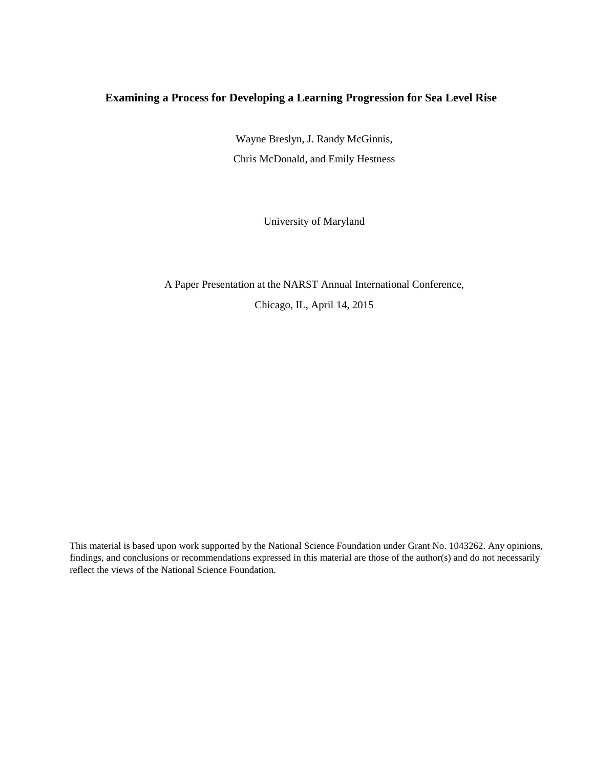# Examining a Process for Developing a Learning Progression for Sea Level Rise

Wayne Breslyn, J. Randy McGinnis,

Chris McDonald, and Emily Hestness

University of Maryland

A Paper Presentation at the NARST Annual International Conference,

Chicago, IL, April 14, 2015

This material is based upon work supported by the National Science Foundation under Grant No. 1043262. Any opinions, findings, and conclusions or recommendations expressed in this material are those of the author(s) and do not necessarily reflect the views of the National Science Foundation.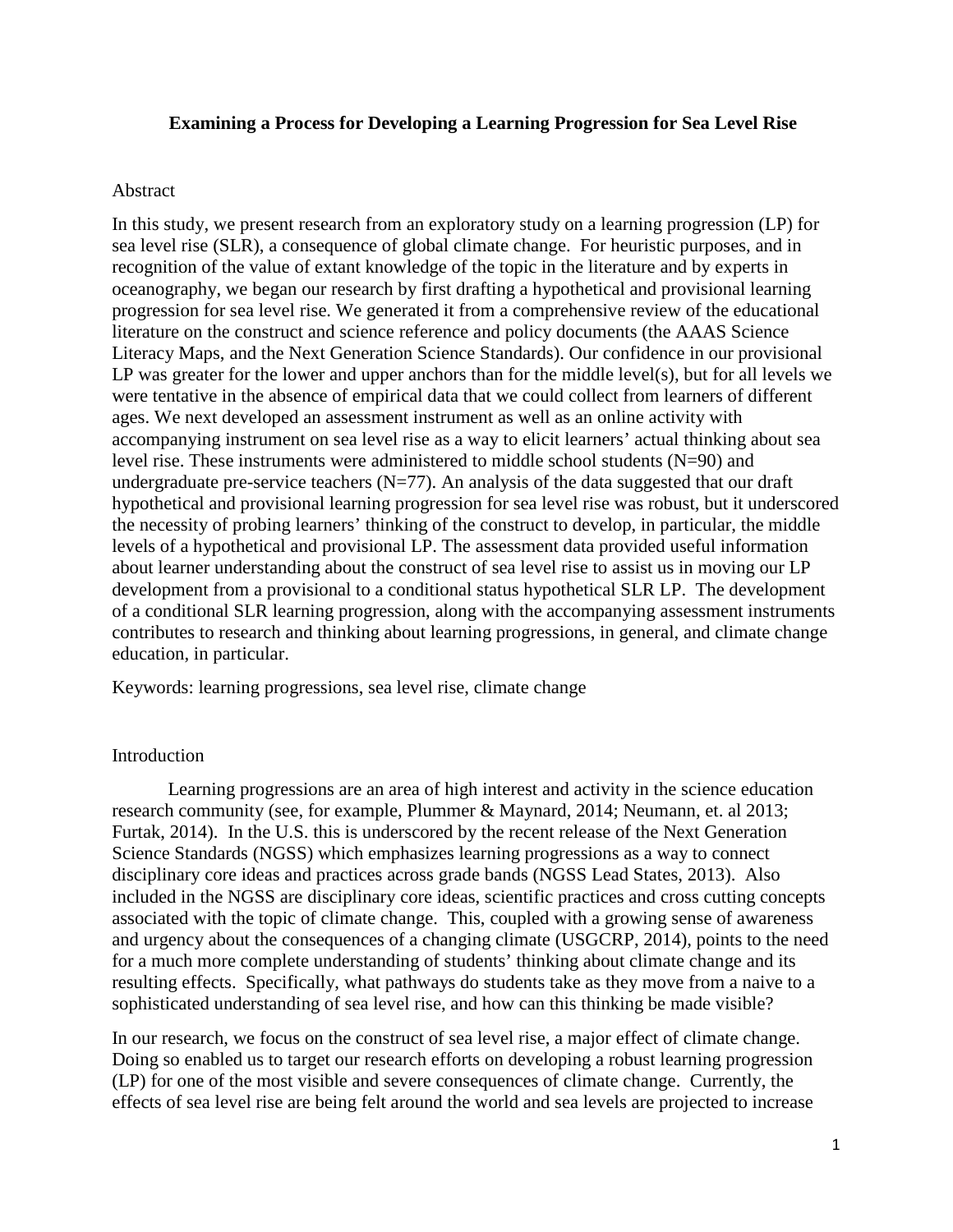**Examining a Process for Developing a Learning Progression for Sea Level Rise**

Abstract

In this study, we present research from an exploratory study on a learning progression (LP) for sea level rise (SLR), a consequence of global climate change. For heuristic purposes, and in recognition of the value of extant knowledge of the topic in the literature and by experts in oceanography, we began our research by first drafting a hypothetical and provisional learning progression for sea level rise. We generated it from a comprehensive review of the educational literature on the construct and science reference and policy documents (the AAAS Science Literacy Maps, and the Next Generation Science Standards). Our confidence in our provisional LP was greater for the lower and upper anchors than for the middle level(s), but for all levels we were tentative in the absence of empirical data that we could collect from learners of different ages. We next developed an assessment instrument as well as an online activity with accompanying instrument on sea level rise as a way to elicit learners' actual thinking about sea level rise. These instruments were administered to middle school students (N=90) and undergraduate pre-service teachers (N=77). An analysis of the data suggested that our draft hypothetical and provisional learning progression for sea level rise was robust, but it underscored the necessity of probing learners' thinking of the construct to develop, in particular, the middle levels of a hypothetical and provisional LP. The assessment data provided useful information about learner understanding about the construct of sea level rise to assist us in moving our LP development from a provisional to a conditional status hypothetical SLR LP. The development of a conditional SLR learning progression, along with the accompanying assessment instruments contributes to research and thinking about learning progressions, in general, and climate change education, in particular.

Keywords: learning progressions, sea level rise, climate change

Introduction

Learning progressions are an area of high interest and activity in the science education research community (see, for example, Plummer & Maynard, 2014; Neumann, et. al 2013; Furtak, 2014). In the U.S. this is underscored by the recent release of the Next Generation Science Standards (NGSS) which emphasizes learning progressions as a way to connect disciplinary core ideas and practices across grade bands (NGSS Lead States, 2013). Also included in the NGSS are disciplinary core ideas, scientific practices and cross cutting concepts associated with the topic of climate change. This, coupled with a growing sense of awareness and urgency about the consequences of a changing climate (USGCRP, 2014), points to the need for a much more complete understanding of students' thinking about climate change and its resulting effects. Specifically, what pathways do students take as they move from a naive to a sophisticated understanding of sea level rise, and how can this thinking be made visible?

In our research, we focus on the construct of sea level rise, a major effect of climate change. Doing so enabled us to target our research efforts on developing a robust learning progression (LP) for one of the most visible and severe consequences of climate change. Currently, the effects of sea level rise are being felt around the world and sea levels are projected to increase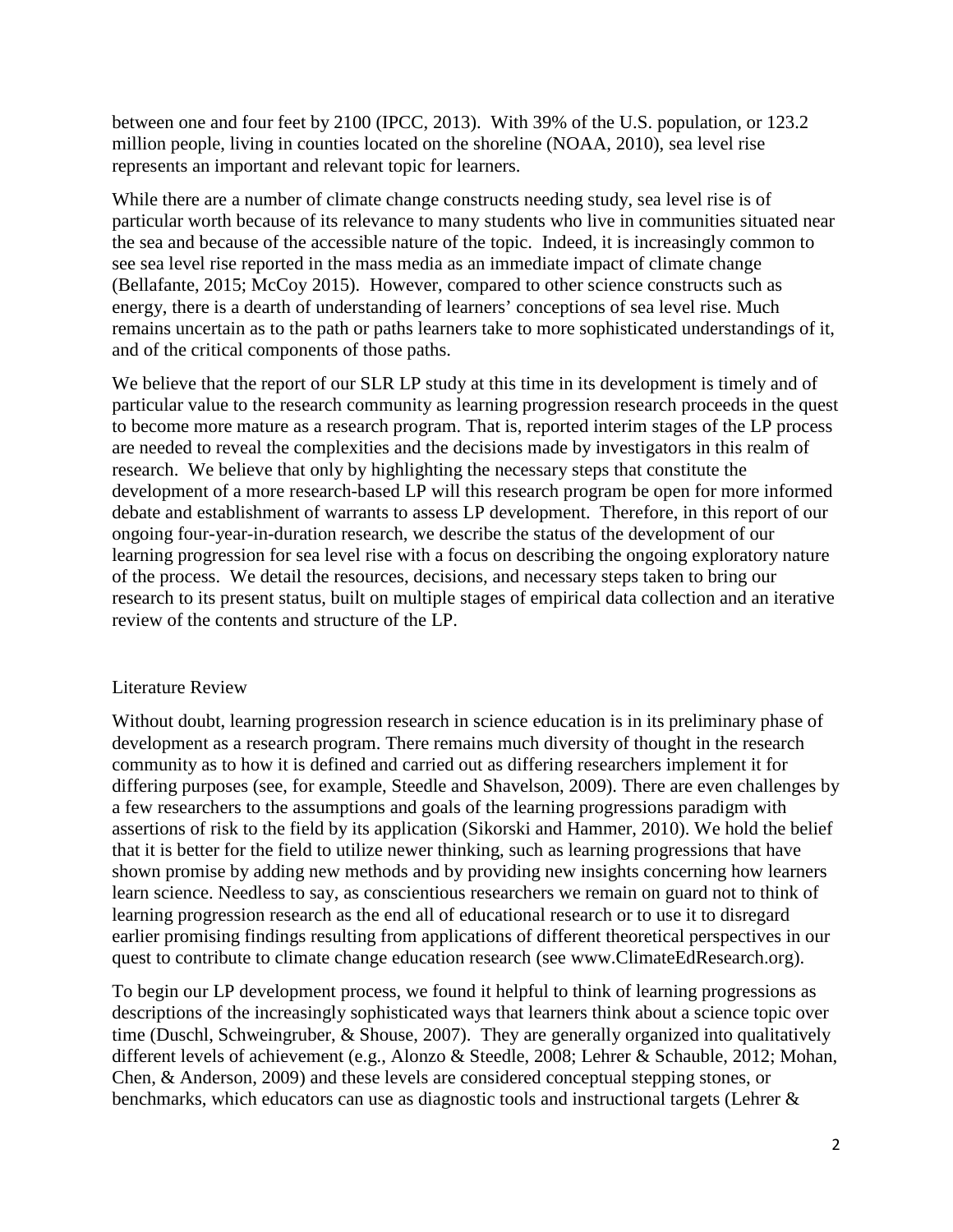between one and four feet by 2100 (IPCC, 2013). With 39% of the U.S. population, or 123.2 million people, living in counties located on the shoreline (NOAA, 2010), sea level rise represents an important and relevant topic for learners.

While there are a number of climate change constructs needing study, sea level rise is of particular worth because of its relevance to many students who live in communities situated near the sea and because of the accessible nature of the topic. Indeed, it is increasingly common to see sea level rise reported in the mass media as an immediate impact of climate change (Bellafante, 2015; McCoy 2015). However, compared to other science constructs such as energy, there is a dearth of understanding of learners' conceptions of sea level rise. Much remains uncertain as to the path or paths learners take to more sophisticated understandings of it, and of the critical components of those paths.

We believe that the report of our SLR LP study at this time in its development is timely and of particular value to the research community as learning progression research proceeds in the quest to become more mature as a research program. That is, reported interim stages of the LP process are needed to reveal the complexities and the decisions made by investigators in this realm of research. We believe that only by highlighting the necessary steps that constitute the development of a more research-based LP will this research program be open for more informed debate and establishment of warrants to assess LP development. Therefore, in this report of our ongoing four-year-in-duration research, we describe the status of the development of our learning progression for sea level rise with a focus on describing the ongoing exploratory nature of the process. We detail the resources, decisions, and necessary steps taken to bring our research to its present status, built on multiple stages of empirical data collection and an iterative review of the contents and structure of the LP.

## Literature Review

Without doubt, learning progression research in science education is in its preliminary phase of development as a research program. There remains much diversity of thought in the research community as to how it is defined and carried out as differing researchers implement it for differing purposes (see, for example, Steedle and Shavelson, 2009). There are even challenges by a few researchers to the assumptions and goals of the learning progressions paradigm with assertions of risk to the field by its application (Sikorski and Hammer, 2010). We hold the belief that it is better for the field to utilize newer thinking, such as learning progressions that have shown promise by adding new methods and by providing new insights concerning how learners learn science. Needless to say, as conscientious researchers we remain on guard not to think of learning progression research as the end all of educational research or to use it to disregard earlier promising findings resulting from applications of different theoretical perspectives in our quest to contribute to climate change education research (see www.ClimateEdResearch.org).

To begin our LP development process, we found it helpful to think of learning progressions as descriptions of the increasingly sophisticated ways that learners think about a science topic over time (Duschl, Schweingruber, & Shouse, 2007). They are generally organized into qualitatively different levels of achievement (e.g., Alonzo & Steedle, 2008; Lehrer & Schauble, 2012; Mohan, Chen, & Anderson, 2009) and these levels are considered conceptual stepping stones, or benchmarks, which educators can use as diagnostic tools and instructional targets (Lehrer &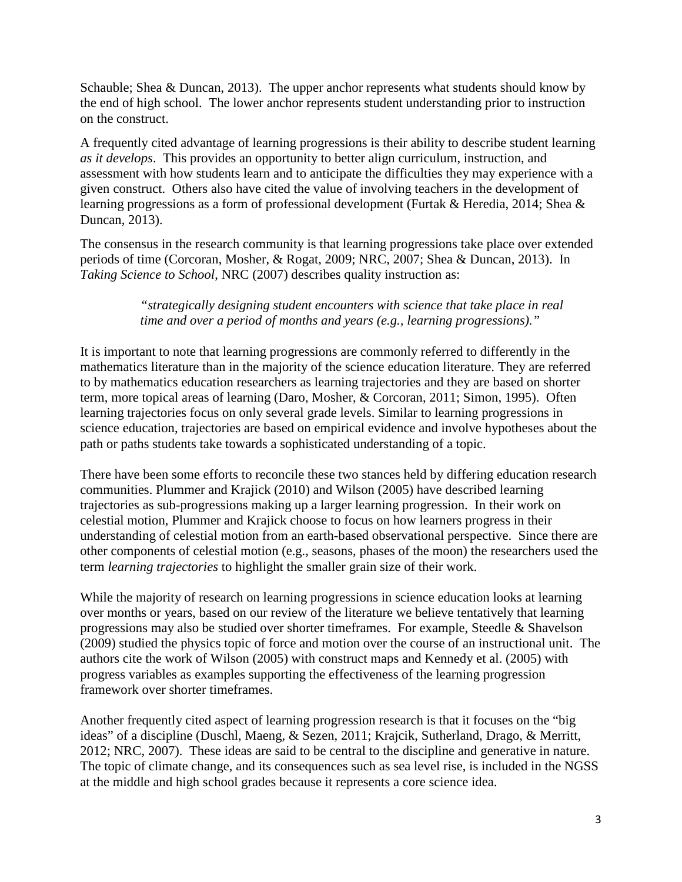Schauble; Shea & Duncan, 2013). The upper anchor represents what students should know by the end of high school. The lower anchor represents student understanding prior to instruction on the construct.

A frequently cited advantage of learning progressions is their ability to describe student learning *as it develops*. This provides an opportunity to better align curriculum, instruction, and assessment with how students learn and to anticipate the difficulties they may experience with a given construct. Others also have cited the value of involving teachers in the development of learning progressions as a form of professional development (Furtak & Heredia, 2014; Shea & Duncan, 2013).

The consensus in the research community is that learning progressions take place over extended periods of time (Corcoran, Mosher, & Rogat, 2009; NRC, 2007; Shea & Duncan, 2013). In *Taking Science to School*, NRC (2007) describes quality instruction as:

> *"strategically designing student encounters with science that take place in real time and over a period of months and years (e.g., learning progressions)."*

It is important to note that learning progressions are commonly referred to differently in the mathematics literature than in the majority of the science education literature. They are referred to by mathematics education researchers as learning trajectories and they are based on shorter term, more topical areas of learning (Daro, Mosher, & Corcoran, 2011; Simon, 1995). Often learning trajectories focus on only several grade levels. Similar to learning progressions in science education, trajectories are based on empirical evidence and involve hypotheses about the path or paths students take towards a sophisticated understanding of a topic.

There have been some efforts to reconcile these two stances held by differing education research communities. Plummer and Krajick (2010) and Wilson (2005) have described learning trajectories as sub-progressions making up a larger learning progression. In their work on celestial motion, Plummer and Krajick choose to focus on how learners progress in their understanding of celestial motion from an earth-based observational perspective. Since there are other components of celestial motion (e.g., seasons, phases of the moon) the researchers used the term *learning trajectories* to highlight the smaller grain size of their work.

While the majority of research on learning progressions in science education looks at learning over months or years, based on our review of the literature we believe tentatively that learning progressions may also be studied over shorter timeframes. For example, Steedle & Shavelson (2009) studied the physics topic of force and motion over the course of an instructional unit. The authors cite the work of Wilson (2005) with construct maps and Kennedy et al. (2005) with progress variables as examples supporting the effectiveness of the learning progression framework over shorter timeframes.

Another frequently cited aspect of learning progression research is that it focuses on the "big ideas" of a discipline (Duschl, Maeng, & Sezen, 2011; Krajcik, Sutherland, Drago, & Merritt, 2012; NRC, 2007). These ideas are said to be central to the discipline and generative in nature. The topic of climate change, and its consequences such as sea level rise, is included in the NGSS at the middle and high school grades because it represents a core science idea.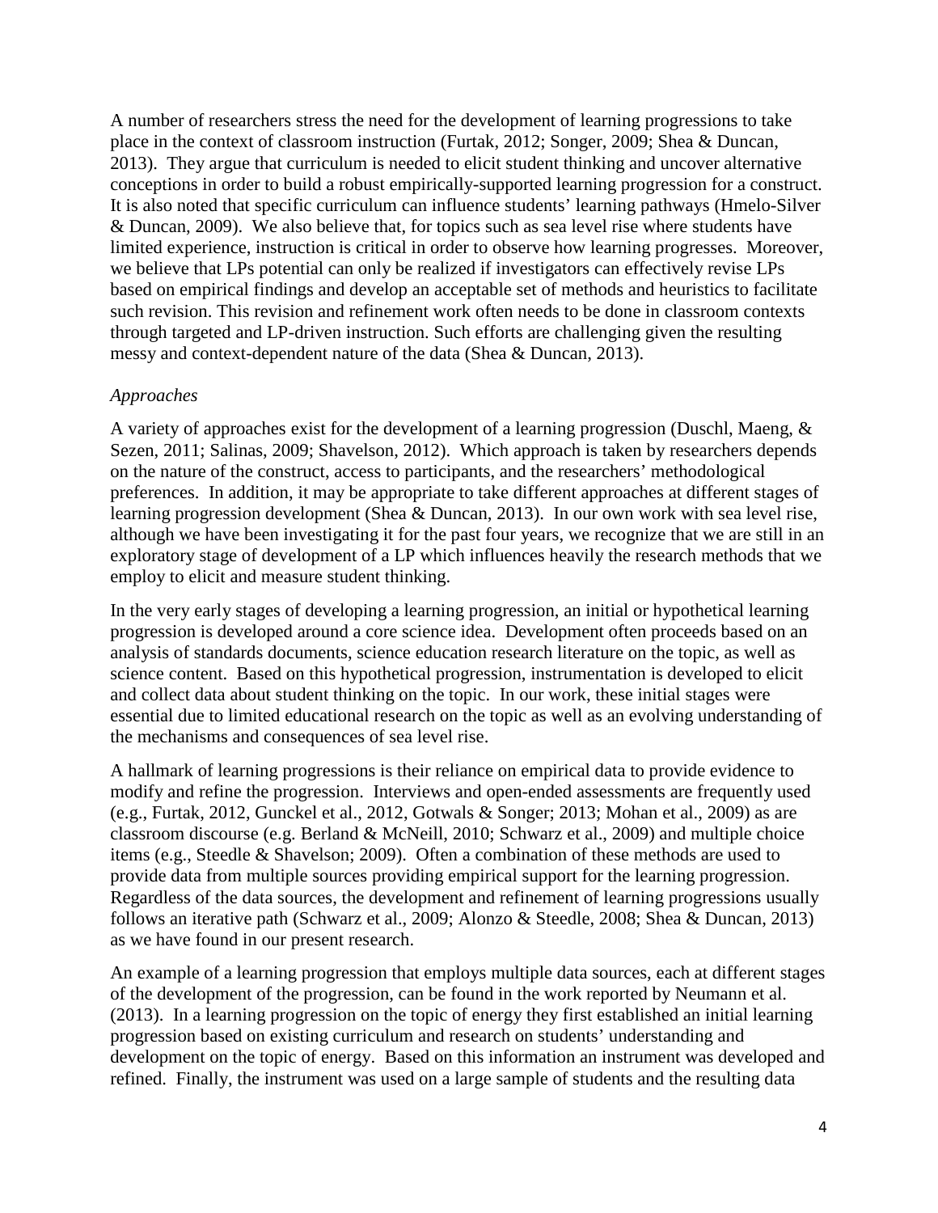A number of researchers stress the need for the development of learning progressions to take place in the context of classroom instruction (Furtak, 2012; Songer, 2009; Shea & Duncan, 2013). They argue that curriculum is needed to elicit student thinking and uncover alternative conceptions in order to build a robust empirically-supported learning progression for a construct. It is also noted that specific curriculum can influence students' learning pathways (Hmelo-Silver & Duncan, 2009). We also believe that, for topics such as sea level rise where students have limited experience, instruction is critical in order to observe how learning progresses. Moreover, we believe that LPs potential can only be realized if investigators can effectively revise LPs based on empirical findings and develop an acceptable set of methods and heuristics to facilitate such revision. This revision and refinement work often needs to be done in classroom contexts through targeted and LP-driven instruction. Such efforts are challenging given the resulting messy and context-dependent nature of the data (Shea & Duncan, 2013).

*Approaches*

A variety of approaches exist for the development of a learning progression (Duschl, Maeng, & Sezen, 2011; Salinas, 2009; Shavelson, 2012). Which approach is taken by researchers depends on the nature of the construct, access to participants, and the researchers' methodological preferences. In addition, it may be appropriate to take different approaches at different stages of learning progression development (Shea & Duncan, 2013). In our own work with sea level rise, although we have been investigating it for the past four years, we recognize that we are still in an exploratory stage of development of a LP which influences heavily the research methods that we employ to elicit and measure student thinking.

In the very early stages of developing a learning progression, an initial or hypothetical learning progression is developed around a core science idea. Development often proceeds based on an analysis of standards documents, science education research literature on the topic, as well as science content. Based on this hypothetical progression, instrumentation is developed to elicit and collect data about student thinking on the topic. In our work, these initial stages were essential due to limited educational research on the topic as well as an evolving understanding of the mechanisms and consequences of sea level rise.

A hallmark of learning progressions is their reliance on empirical data to provide evidence to modify and refine the progression. Interviews and open-ended assessments are frequently used (e.g., Furtak, 2012, Gunckel et al., 2012, Gotwals & Songer; 2013; Mohan et al., 2009) as are classroom discourse (e.g. Berland & McNeill, 2010; Schwarz et al., 2009) and multiple choice items (e.g., Steedle & Shavelson; 2009). Often a combination of these methods are used to provide data from multiple sources providing empirical support for the learning progression. Regardless of the data sources, the development and refinement of learning progressions usually follows an iterative path (Schwarz et al., 2009; Alonzo & Steedle, 2008; Shea & Duncan, 2013) as we have found in our present research.

An example of a learning progression that employs multiple data sources, each at different stages of the development of the progression, can be found in the work reported by Neumann et al. (2013). In a learning progression on the topic of energy they first established an initial learning progression based on existing curriculum and research on students' understanding and development on the topic of energy. Based on this information an instrument was developed and refined. Finally, the instrument was used on a large sample of students and the resulting data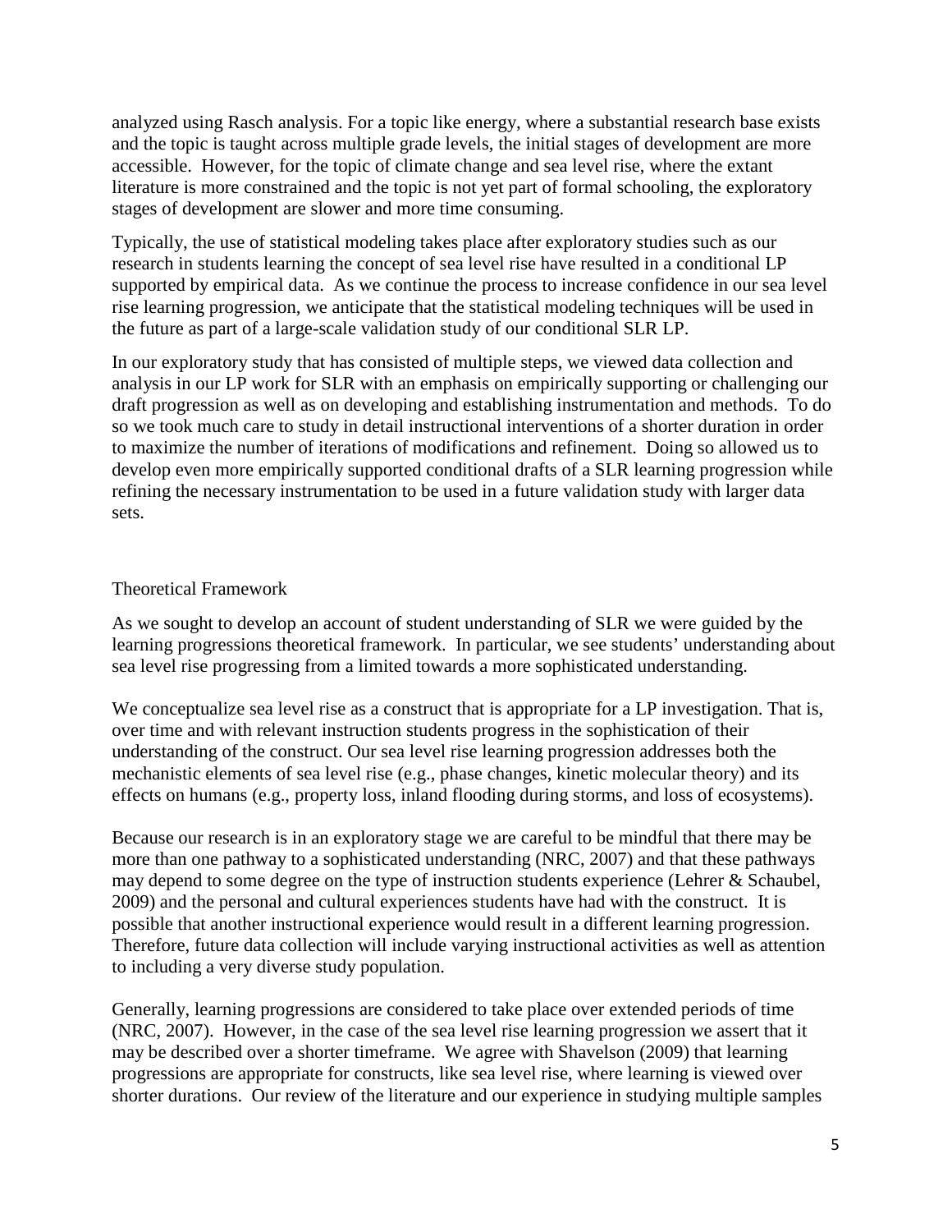analyzed using Rasch analysis. For a topic like energy, where a substantial research base exists and the topic is taught across multiple grade levels, the initial stages of development are more accessible. However, for the topic of climate change and sea level rise, where the extant literature is more constrained and the topic is not yet part of formal schooling, the exploratory stages of development are slower and more time consuming.

Typically, the use of statistical modeling takes place after exploratory studies such as our research in students learning the concept of sea level rise have resulted in a conditional LP supported by empirical data. As we continue the process to increase confidence in our sea level rise learning progression, we anticipate that the statistical modeling techniques will be used in the future as part of a large-scale validation study of our conditional SLR LP.

In our exploratory study that has consisted of multiple steps, we viewed data collection and analysis in our LP work for SLR with an emphasis on empirically supporting or challenging our draft progression as well as on developing and establishing instrumentation and methods. To do so we took much care to study in detail instructional interventions of a shorter duration in order to maximize the number of iterations of modifications and refinement. Doing so allowed us to develop even more empirically supported conditional drafts of a SLR learning progression while refining the necessary instrumentation to be used in a future validation study with larger data sets.

## Theoretical Framework

As we sought to develop an account of student understanding of SLR we were guided by the learning progressions theoretical framework. In particular, we see students' understanding about sea level rise progressing from a limited towards a more sophisticated understanding.

We conceptualize sea level rise as a construct that is appropriate for a LP investigation. That is, over time and with relevant instruction students progress in the sophistication of their understanding of the construct. Our sea level rise learning progression addresses both the mechanistic elements of sea level rise (e.g., phase changes, kinetic molecular theory) and its effects on humans (e.g., property loss, inland flooding during storms, and loss of ecosystems).

Because our research is in an exploratory stage we are careful to be mindful that there may be more than one pathway to a sophisticated understanding (NRC, 2007) and that these pathways may depend to some degree on the type of instruction students experience (Lehrer & Schaubel, 2009) and the personal and cultural experiences students have had with the construct. It is possible that another instructional experience would result in a different learning progression. Therefore, future data collection will include varying instructional activities as well as attention to including a very diverse study population.

Generally, learning progressions are considered to take place over extended periods of time (NRC, 2007). However, in the case of the sea level rise learning progression we assert that it may be described over a shorter timeframe. We agree with Shavelson (2009) that learning progressions are appropriate for constructs, like sea level rise, where learning is viewed over shorter durations. Our review of the literature and our experience in studying multiple samples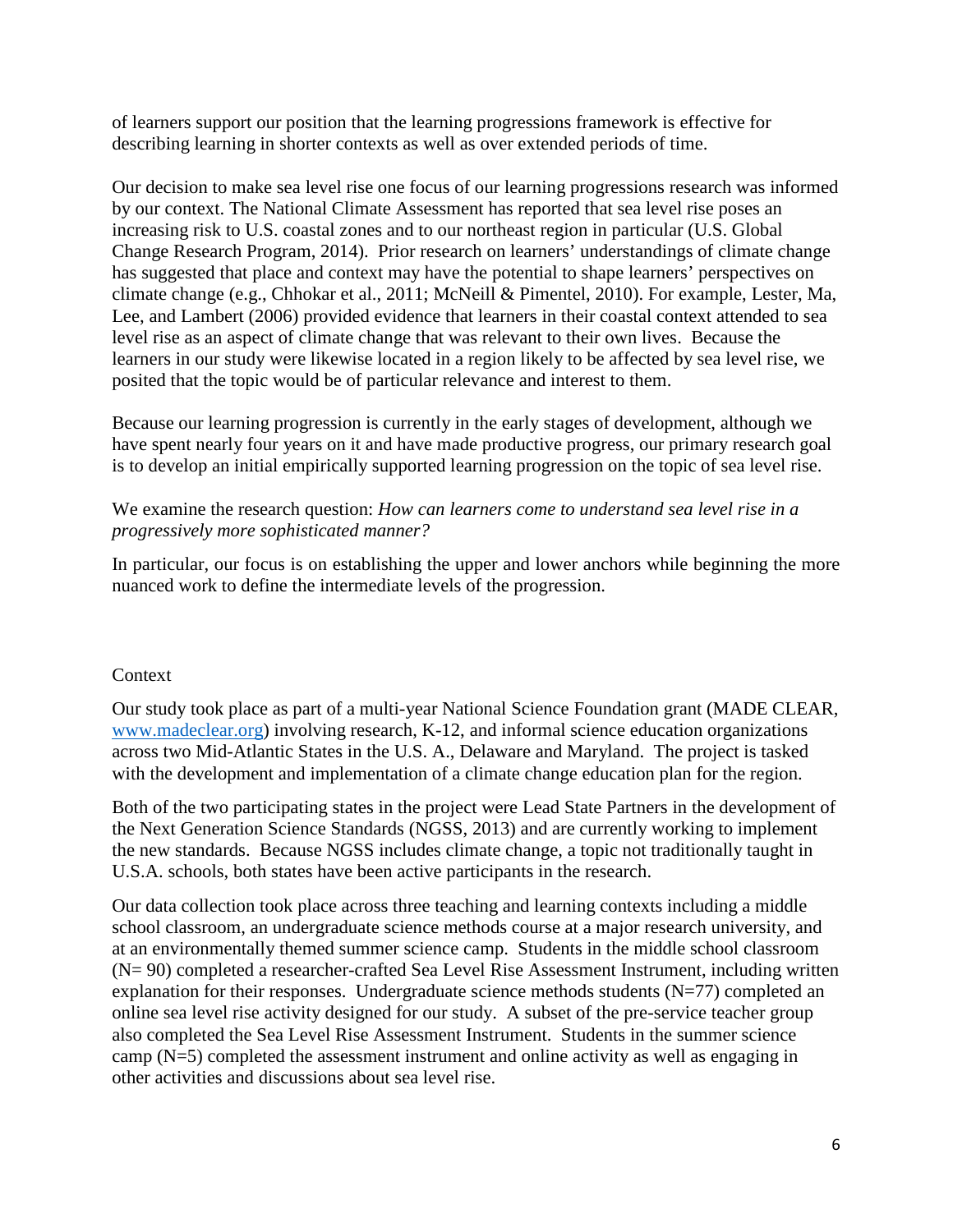of learners support our position that the learning progressions framework is effective for describing learning in shorter contexts as well as over extended periods of time.

Our decision to make sea level rise one focus of our learning progressions research was informed by our context. The National Climate Assessment has reported that sea level rise poses an increasing risk to U.S. coastal zones and to our northeast region in particular (U.S. Global Change Research Program, 2014). Prior research on learners' understandings of climate change has suggested that place and context may have the potential to shape learners' perspectives on climate change (e.g., Chhokar et al., 2011; McNeill & Pimentel, 2010). For example, Lester, Ma, Lee, and Lambert (2006) provided evidence that learners in their coastal context attended to sea level rise as an aspect of climate change that was relevant to their own lives. Because the learners in our study were likewise located in a region likely to be affected by sea level rise, we posited that the topic would be of particular relevance and interest to them.

Because our learning progression is currently in the early stages of development, although we have spent nearly four years on it and have made productive progress, our primary research goal is to develop an initial empirically supported learning progression on the topic of sea level rise.

We examine the research question: *How can learners come to understand sea level rise in a progressively more sophisticated manner?*

In particular, our focus is on establishing the upper and lower anchors while beginning the more nuanced work to define the intermediate levels of the progression.

## Context

Our study took place as part of a multi-year National Science Foundation grant (MADE CLEAR, www.madeclear.org) involving research, K-12, and informal science education organizations across two Mid-Atlantic States in the U.S. A., Delaware and Maryland. The project is tasked with the development and implementation of a climate change education plan for the region.

Both of the two participating states in the project were Lead State Partners in the development of the Next Generation Science Standards (NGSS, 2013) and are currently working to implement the new standards. Because NGSS includes climate change, a topic not traditionally taught in U.S.A. schools, both states have been active participants in the research.

Our data collection took place across three teaching and learning contexts including a middle school classroom, an undergraduate science methods course at a major research university, and at an environmentally themed summer science camp. Students in the middle school classroom (N= 90) completed a researcher-crafted Sea Level Rise Assessment Instrument, including written explanation for their responses. Undergraduate science methods students (N=77) completed an online sea level rise activity designed for our study. A subset of the pre-service teacher group also completed the Sea Level Rise Assessment Instrument. Students in the summer science camp (N=5) completed the assessment instrument and online activity as well as engaging in other activities and discussions about sea level rise.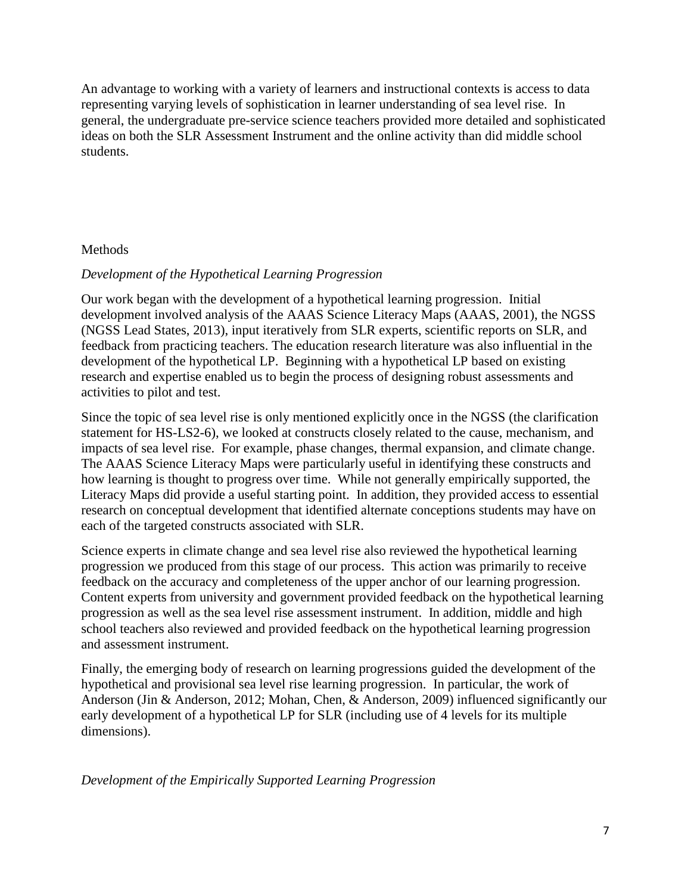An advantage to working with a variety of learners and instructional contexts is access to data representing varying levels of sophistication in learner understanding of sea level rise. In general, the undergraduate pre-service science teachers provided more detailed and sophisticated ideas on both the SLR Assessment Instrument and the online activity than did middle school students.

## Methods

### *Development of the Hypothetical Learning Progression*

Our work began with the development of a hypothetical learning progression. Initial development involved analysis of the AAAS Science Literacy Maps (AAAS, 2001), the NGSS (NGSS Lead States, 2013), input iteratively from SLR experts, scientific reports on SLR, and feedback from practicing teachers. The education research literature was also influential in the development of the hypothetical LP. Beginning with a hypothetical LP based on existing research and expertise enabled us to begin the process of designing robust assessments and activities to pilot and test.

Since the topic of sea level rise is only mentioned explicitly once in the NGSS (the clarification statement for HS-LS2-6), we looked at constructs closely related to the cause, mechanism, and impacts of sea level rise. For example, phase changes, thermal expansion, and climate change. The AAAS Science Literacy Maps were particularly useful in identifying these constructs and how learning is thought to progress over time. While not generally empirically supported, the Literacy Maps did provide a useful starting point. In addition, they provided access to essential research on conceptual development that identified alternate conceptions students may have on each of the targeted constructs associated with SLR.

Science experts in climate change and sea level rise also reviewed the hypothetical learning progression we produced from this stage of our process. This action was primarily to receive feedback on the accuracy and completeness of the upper anchor of our learning progression. Content experts from university and government provided feedback on the hypothetical learning progression as well as the sea level rise assessment instrument. In addition, middle and high school teachers also reviewed and provided feedback on the hypothetical learning progression and assessment instrument.

Finally, the emerging body of research on learning progressions guided the development of the hypothetical and provisional sea level rise learning progression. In particular, the work of Anderson (Jin & Anderson, 2012; Mohan, Chen, & Anderson, 2009) influenced significantly our early development of a hypothetical LP for SLR (including use of 4 levels for its multiple dimensions).

### *Development of the Empirically Supported Learning Progression*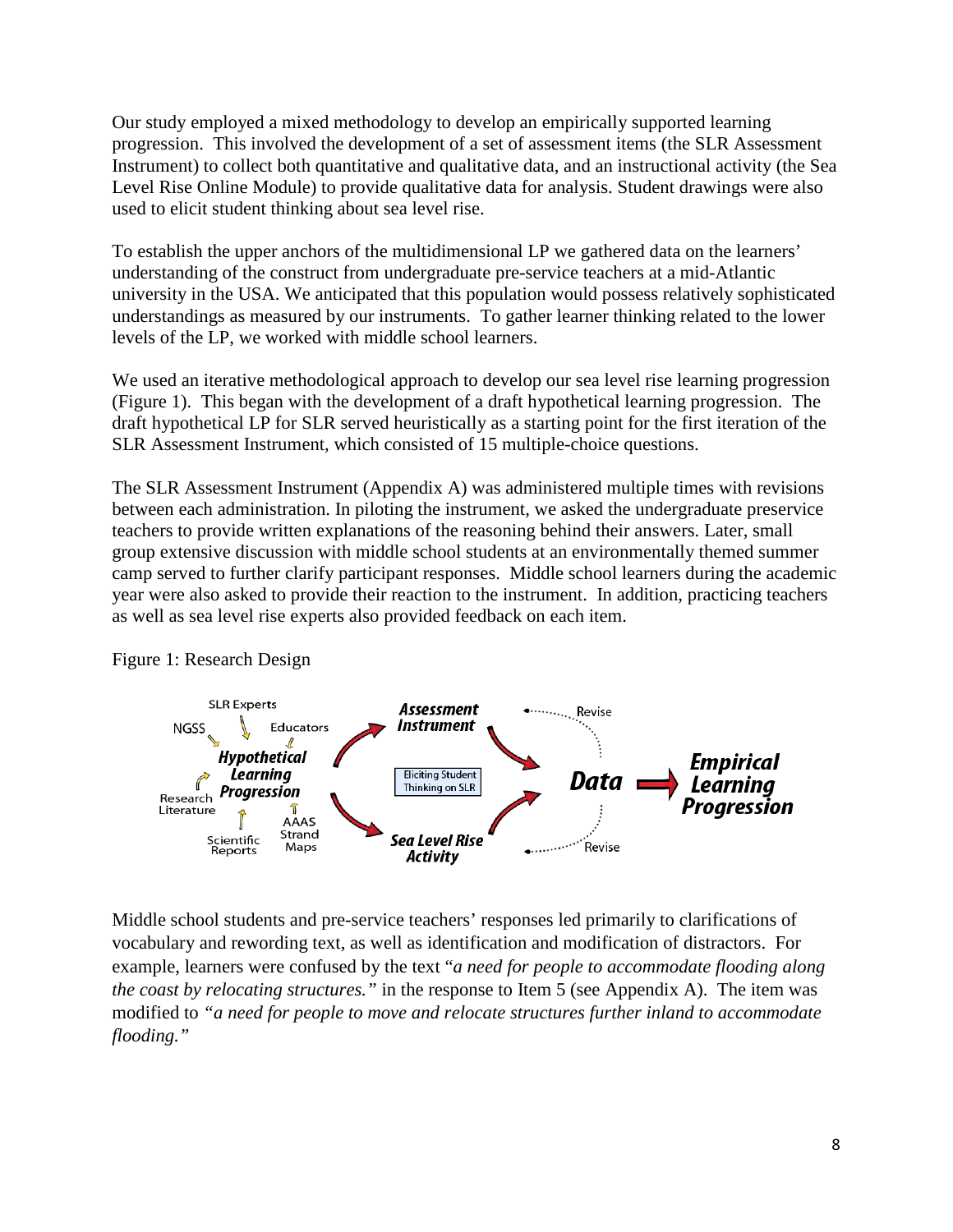Our study employed a mixed methodology to develop an empirically supported learning progression. This involved the development of a set of assessment items (the SLR Assessment Instrument) to collect both quantitative and qualitative data, and an instructional activity (the Sea Level Rise Online Module) to provide qualitative data for analysis. Student drawings were also used to elicit student thinking about sea level rise.

To establish the upper anchors of the multidimensional LP we gathered data on the learners' understanding of the construct from undergraduate pre-service teachers at a mid-Atlantic university in the USA. We anticipated that this population would possess relatively sophisticated understandings as measured by our instruments. To gather learner thinking related to the lower levels of the LP, we worked with middle school learners.

We used an iterative methodological approach to develop our sea level rise learning progression (Figure 1). This began with the development of a draft hypothetical learning progression. The draft hypothetical LP for SLR served heuristically as a starting point for the first iteration of the SLR Assessment Instrument, which consisted of 15 multiple-choice questions.

The SLR Assessment Instrument (Appendix A) was administered multiple times with revisions between each administration. In piloting the instrument, we asked the undergraduate preservice teachers to provide written explanations of the reasoning behind their answers. Later, small group extensive discussion with middle school students at an environmentally themed summer camp served to further clarify participant responses. Middle school learners during the academic year were also asked to provide their reaction to the instrument. In addition, practicing teachers as well as sea level rise experts also provided feedback on each item.

Figure 1: Research Design

Middle school students and pre-service teachers' responses led primarily to clarifications of vocabulary and rewording text, as well as identification and modification of distractors. For example, learners were confused by the text "*a need for people to accommodate flooding along the coast by relocating structures.*" in the response to Item 5 (see Appendix A). The item was modified to *"a need for people to move and relocate structures further inland to accommodate flooding."*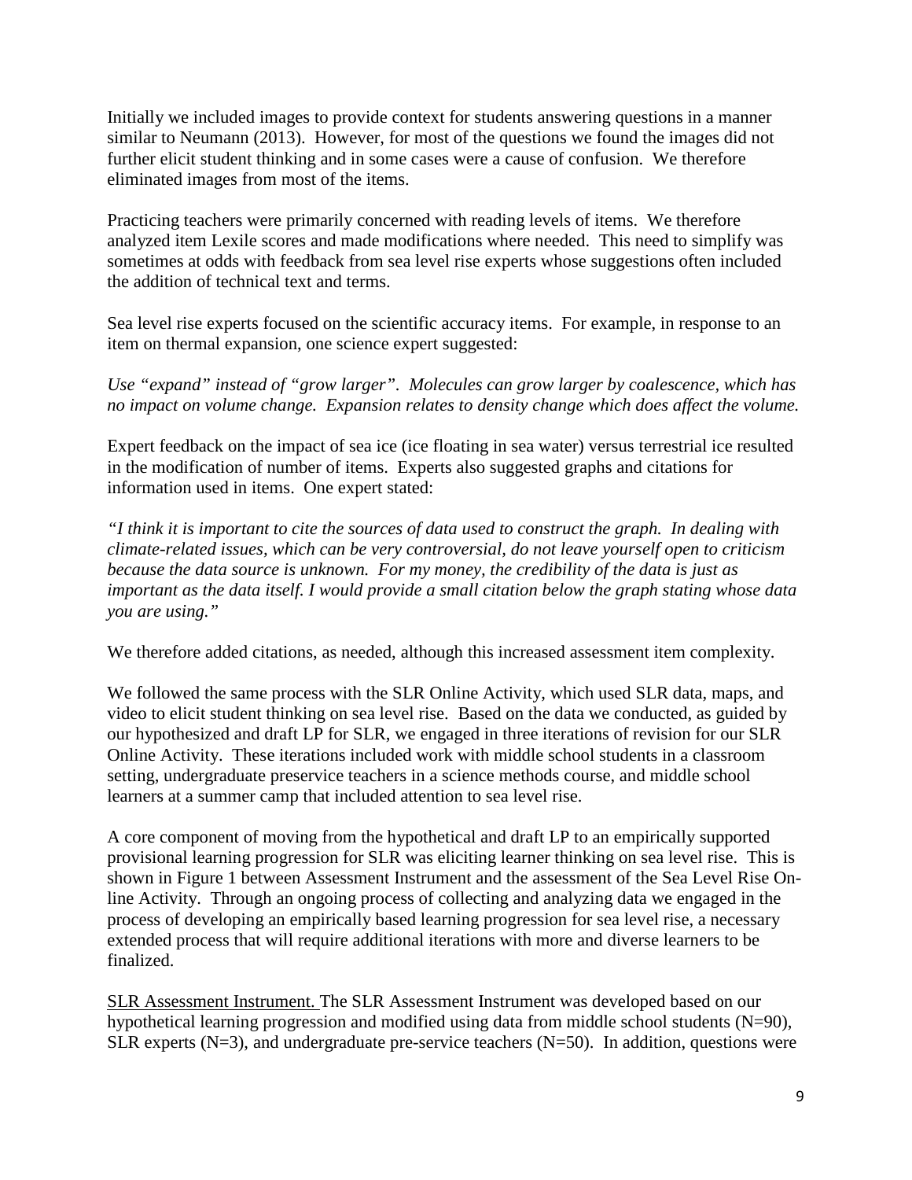Initially we included images to provide context for students answering questions in a manner similar to Neumann (2013). However, for most of the questions we found the images did not further elicit student thinking and in some cases were a cause of confusion. We therefore eliminated images from most of the items.

Practicing teachers were primarily concerned with reading levels of items. We therefore analyzed item Lexile scores and made modifications where needed. This need to simplify was sometimes at odds with feedback from sea level rise experts whose suggestions often included the addition of technical text and terms.

Sea level rise experts focused on the scientific accuracy items. For example, in response to an item on thermal expansion, one science expert suggested:

*Use "expand" instead of "grow larger". Molecules can grow larger by coalescence, which has no impact on volume change. Expansion relates to density change which does affect the volume.*

Expert feedback on the impact of sea ice (ice floating in sea water) versus terrestrial ice resulted in the modification of number of items. Experts also suggested graphs and citations for information used in items. One expert stated:

*"I think it is important to cite the sources of data used to construct the graph. In dealing with climate-related issues, which can be very controversial, do not leave yourself open to criticism because the data source is unknown. For my money, the credibility of the data is just as important as the data itself. I would provide a small citation below the graph stating whose data you are using."*

We therefore added citations, as needed, although this increased assessment item complexity.

We followed the same process with the SLR Online Activity, which used SLR data, maps, and video to elicit student thinking on sea level rise. Based on the data we conducted, as guided by our hypothesized and draft LP for SLR, we engaged in three iterations of revision for our SLR Online Activity. These iterations included work with middle school students in a classroom setting, undergraduate preservice teachers in a science methods course, and middle school learners at a summer camp that included attention to sea level rise.

A core component of moving from the hypothetical and draft LP to an empirically supported provisional learning progression for SLR was eliciting learner thinking on sea level rise. This is shown in Figure 1 between Assessment Instrument and the assessment of the Sea Level Rise On-line Activity. Through an ongoing process of collecting and analyzing data we engaged in the process of developing an empirically based learning progression for sea level rise, a necessary extended process that will require additional iterations with more and diverse learners to be finalized.

<u>SLR Assessment Instrument.</u> The SLR Assessment Instrument was developed based on our hypothetical learning progression and modified using data from middle school students (N=90), SLR experts (N=3), and undergraduate pre-service teachers (N=50). In addition, questions were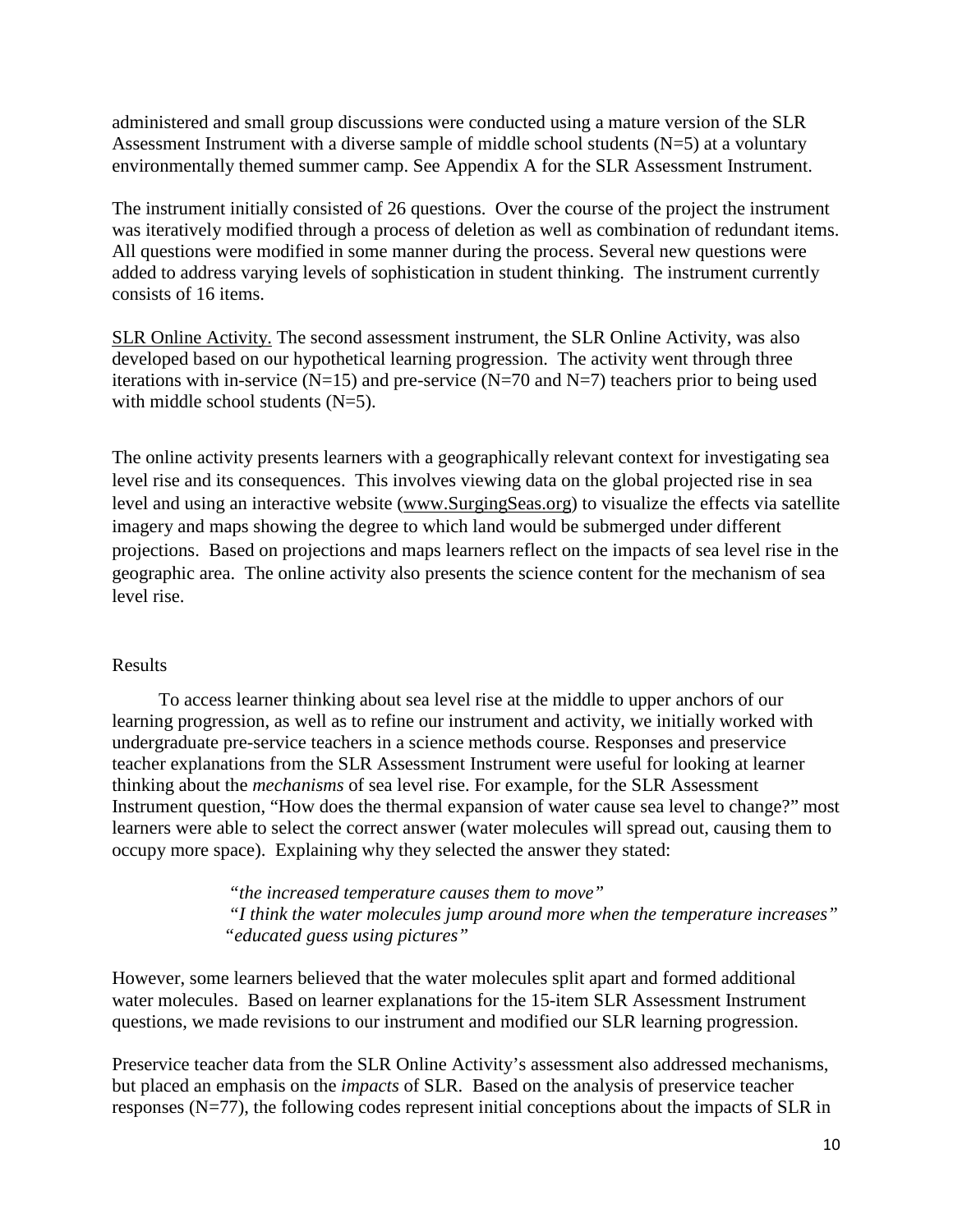administered and small group discussions were conducted using a mature version of the SLR Assessment Instrument with a diverse sample of middle school students (N=5) at a voluntary environmentally themed summer camp. See Appendix A for the SLR Assessment Instrument.

The instrument initially consisted of 26 questions. Over the course of the project the instrument was iteratively modified through a process of deletion as well as combination of redundant items. All questions were modified in some manner during the process. Several new questions were added to address varying levels of sophistication in student thinking. The instrument currently consists of 16 items.

<u>SLR Online Activity.</u> The second assessment instrument, the SLR Online Activity, was also developed based on our hypothetical learning progression. The activity went through three iterations with in-service (N=15) and pre-service (N=70 and N=7) teachers prior to being used with middle school students (N=5).

The online activity presents learners with a geographically relevant context for investigating sea level rise and its consequences. This involves viewing data on the global projected rise in sea level and using an interactive website (www.SurgingSeas.org) to visualize the effects via satellite imagery and maps showing the degree to which land would be submerged under different projections. Based on projections and maps learners reflect on the impacts of sea level rise in the geographic area. The online activity also presents the science content for the mechanism of sea level rise.

## Results

To access learner thinking about sea level rise at the middle to upper anchors of our learning progression, as well as to refine our instrument and activity, we initially worked with undergraduate pre-service teachers in a science methods course. Responses and preservice teacher explanations from the SLR Assessment Instrument were useful for looking at learner thinking about the *mechanisms* of sea level rise. For example, for the SLR Assessment Instrument question, "How does the thermal expansion of water cause sea level to change?" most learners were able to select the correct answer (water molecules will spread out, causing them to occupy more space). Explaining why they selected the answer they stated:

> *"the increased temperature causes them to move"*
> *"I think the water molecules jump around more when the temperature increases"*
> *"educated guess using pictures"*

However, some learners believed that the water molecules split apart and formed additional water molecules. Based on learner explanations for the 15-item SLR Assessment Instrument questions, we made revisions to our instrument and modified our SLR learning progression.

Preservice teacher data from the SLR Online Activity's assessment also addressed mechanisms, but placed an emphasis on the *impacts* of SLR. Based on the analysis of preservice teacher responses (N=77), the following codes represent initial conceptions about the impacts of SLR in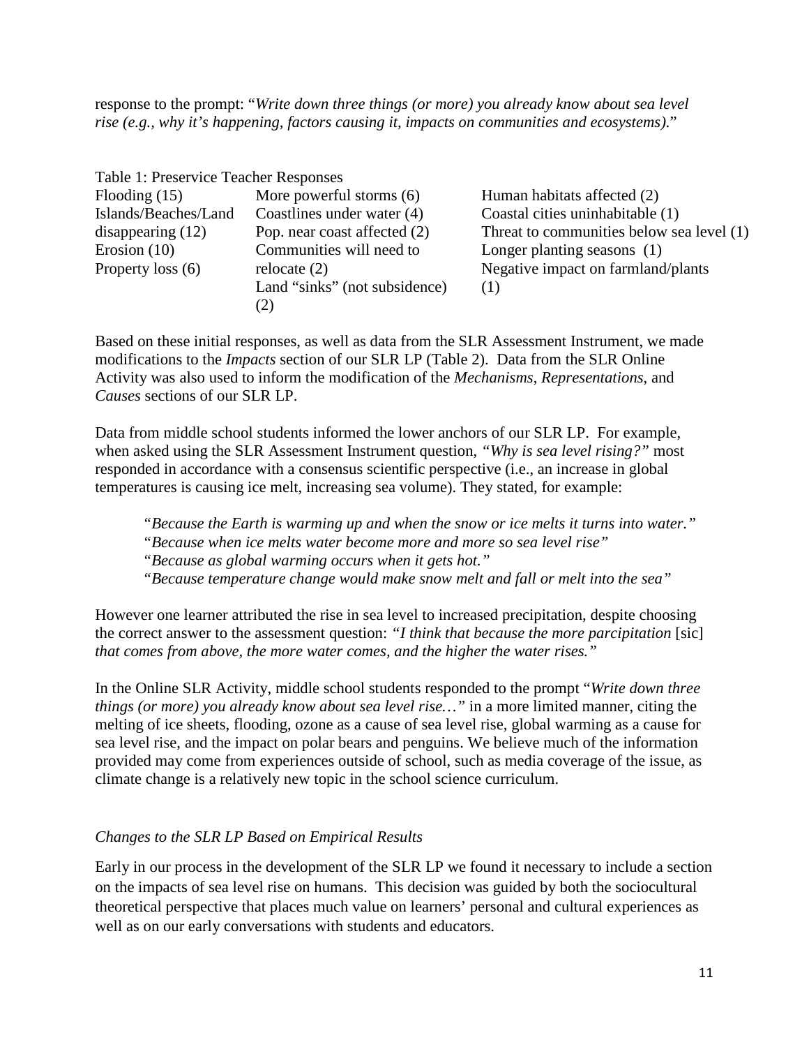response to the prompt: "*Write down three things (or more) you already know about sea level rise (e.g., why it's happening, factors causing it, impacts on communities and ecosystems).*"

Table 1: Preservice Teacher Responses

| | | |
|---|---|---|
| Flooding (15) | More powerful storms (6) | Human habitats affected (2) |
| Islands/Beaches/Land disappearing (12) | Coastlines under water (4) | Coastal cities uninhabitable (1) |
| Erosion (10) | Pop. near coast affected (2) | Threat to communities below sea level (1) |
| Property loss (6) | Communities will need to relocate (2) | Longer planting seasons (1) |
| | Land "sinks" (not subsidence) (2) | Negative impact on farmland/plants (1) |

Based on these initial responses, as well as data from the SLR Assessment Instrument, we made modifications to the *Impacts* section of our SLR LP (Table 2). Data from the SLR Online Activity was also used to inform the modification of the *Mechanisms*, *Representations*, and *Causes* sections of our SLR LP.

Data from middle school students informed the lower anchors of our SLR LP. For example, when asked using the SLR Assessment Instrument question, *"Why is sea level rising?"* most responded in accordance with a consensus scientific perspective (i.e., an increase in global temperatures is causing ice melt, increasing sea volume). They stated, for example:

> "*Because the Earth is warming up and when the snow or ice melts it turns into water.*"
> "*Because when ice melts water become more and more so sea level rise*"
> "*Because as global warming occurs when it gets hot.*"
> "*Because temperature change would make snow melt and fall or melt into the sea*"

However one learner attributed the rise in sea level to increased precipitation, despite choosing the correct answer to the assessment question: *"I think that because the more parcipitation* [sic] *that comes from above, the more water comes, and the higher the water rises."*

In the Online SLR Activity, middle school students responded to the prompt "*Write down three things (or more) you already know about sea level rise…"* in a more limited manner, citing the melting of ice sheets, flooding, ozone as a cause of sea level rise, global warming as a cause for sea level rise, and the impact on polar bears and penguins. We believe much of the information provided may come from experiences outside of school, such as media coverage of the issue, as climate change is a relatively new topic in the school science curriculum.

### *Changes to the SLR LP Based on Empirical Results*

Early in our process in the development of the SLR LP we found it necessary to include a section on the impacts of sea level rise on humans. This decision was guided by both the sociocultural theoretical perspective that places much value on learners' personal and cultural experiences as well as on our early conversations with students and educators.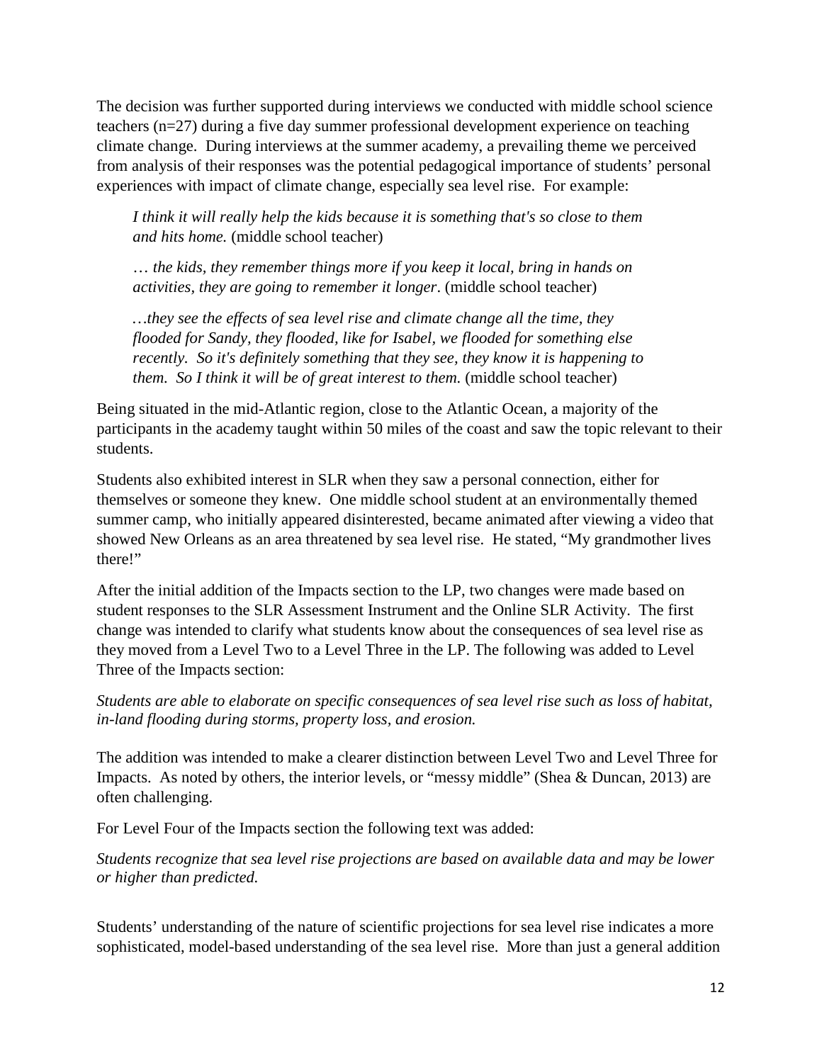The decision was further supported during interviews we conducted with middle school science teachers (n=27) during a five day summer professional development experience on teaching climate change. During interviews at the summer academy, a prevailing theme we perceived from analysis of their responses was the potential pedagogical importance of students' personal experiences with impact of climate change, especially sea level rise. For example:

> *I think it will really help the kids because it is something that's so close to them and hits home.* (middle school teacher)
>
> *… the kids, they remember things more if you keep it local, bring in hands on activities, they are going to remember it longer*. (middle school teacher)
>
> *…they see the effects of sea level rise and climate change all the time, they flooded for Sandy, they flooded, like for Isabel, we flooded for something else recently. So it's definitely something that they see, they know it is happening to them. So I think it will be of great interest to them.* (middle school teacher)

Being situated in the mid-Atlantic region, close to the Atlantic Ocean, a majority of the participants in the academy taught within 50 miles of the coast and saw the topic relevant to their students.

Students also exhibited interest in SLR when they saw a personal connection, either for themselves or someone they knew. One middle school student at an environmentally themed summer camp, who initially appeared disinterested, became animated after viewing a video that showed New Orleans as an area threatened by sea level rise. He stated, "My grandmother lives there!"

After the initial addition of the Impacts section to the LP, two changes were made based on student responses to the SLR Assessment Instrument and the Online SLR Activity. The first change was intended to clarify what students know about the consequences of sea level rise as they moved from a Level Two to a Level Three in the LP. The following was added to Level Three of the Impacts section:

*Students are able to elaborate on specific consequences of sea level rise such as loss of habitat, in-land flooding during storms, property loss, and erosion.*

The addition was intended to make a clearer distinction between Level Two and Level Three for Impacts. As noted by others, the interior levels, or "messy middle" (Shea & Duncan, 2013) are often challenging.

For Level Four of the Impacts section the following text was added:

*Students recognize that sea level rise projections are based on available data and may be lower or higher than predicted.*

Students' understanding of the nature of scientific projections for sea level rise indicates a more sophisticated, model-based understanding of the sea level rise. More than just a general addition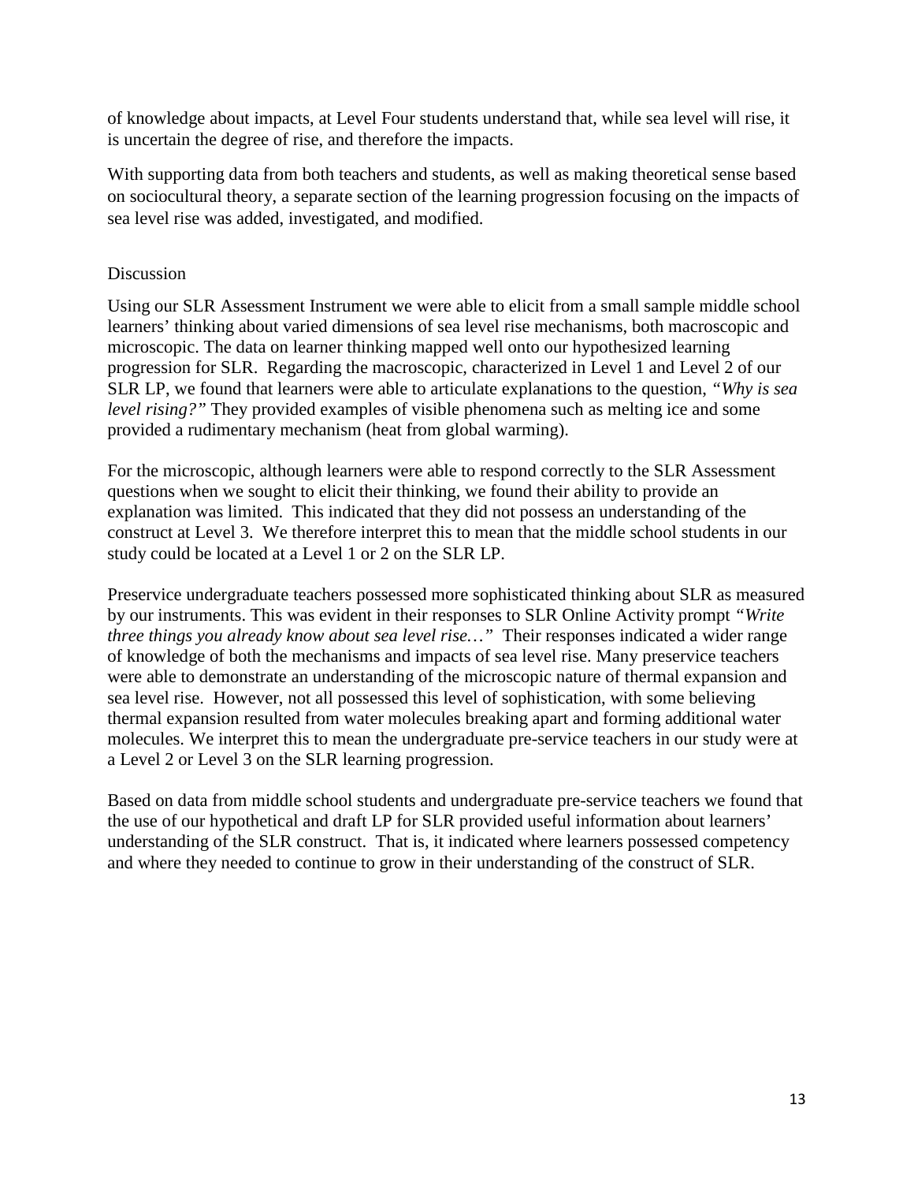of knowledge about impacts, at Level Four students understand that, while sea level will rise, it is uncertain the degree of rise, and therefore the impacts.

With supporting data from both teachers and students, as well as making theoretical sense based on sociocultural theory, a separate section of the learning progression focusing on the impacts of sea level rise was added, investigated, and modified.

## Discussion

Using our SLR Assessment Instrument we were able to elicit from a small sample middle school learners' thinking about varied dimensions of sea level rise mechanisms, both macroscopic and microscopic. The data on learner thinking mapped well onto our hypothesized learning progression for SLR. Regarding the macroscopic, characterized in Level 1 and Level 2 of our SLR LP, we found that learners were able to articulate explanations to the question, *"Why is sea level rising?"* They provided examples of visible phenomena such as melting ice and some provided a rudimentary mechanism (heat from global warming).

For the microscopic, although learners were able to respond correctly to the SLR Assessment questions when we sought to elicit their thinking, we found their ability to provide an explanation was limited. This indicated that they did not possess an understanding of the construct at Level 3. We therefore interpret this to mean that the middle school students in our study could be located at a Level 1 or 2 on the SLR LP.

Preservice undergraduate teachers possessed more sophisticated thinking about SLR as measured by our instruments. This was evident in their responses to SLR Online Activity prompt *"Write three things you already know about sea level rise…"* Their responses indicated a wider range of knowledge of both the mechanisms and impacts of sea level rise. Many preservice teachers were able to demonstrate an understanding of the microscopic nature of thermal expansion and sea level rise. However, not all possessed this level of sophistication, with some believing thermal expansion resulted from water molecules breaking apart and forming additional water molecules. We interpret this to mean the undergraduate pre-service teachers in our study were at a Level 2 or Level 3 on the SLR learning progression.

Based on data from middle school students and undergraduate pre-service teachers we found that the use of our hypothetical and draft LP for SLR provided useful information about learners' understanding of the SLR construct. That is, it indicated where learners possessed competency and where they needed to continue to grow in their understanding of the construct of SLR.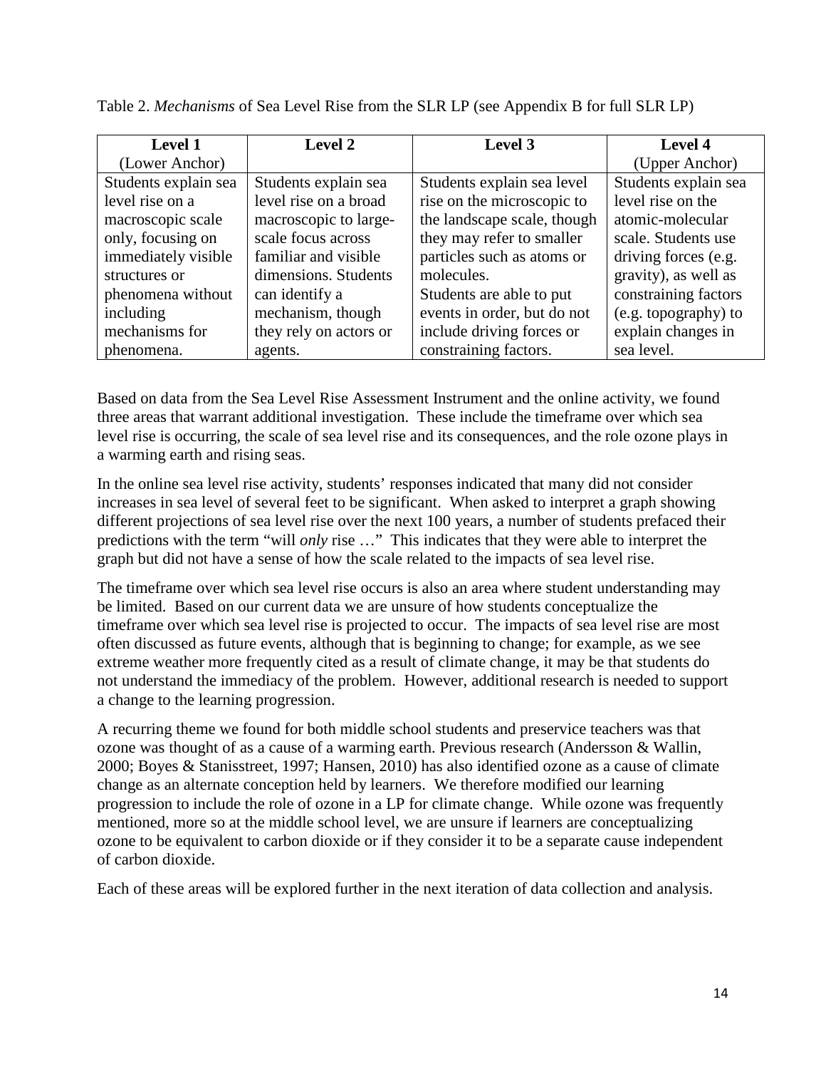Table 2. *Mechanisms* of Sea Level Rise from the SLR LP (see Appendix B for full SLR LP)

| Level 1 (Lower Anchor) | Level 2 | Level 3 | Level 4 (Upper Anchor) |
|---|---|---|---|
| Students explain sea level rise on a macroscopic scale only, focusing on immediately visible structures or phenomena without including mechanisms for phenomena. | Students explain sea level rise on a broad macroscopic to large-scale focus across familiar and visible dimensions. Students can identify a mechanism, though they rely on actors or agents. | Students explain sea level rise on the microscopic to the landscape scale, though they may refer to smaller particles such as atoms or molecules. Students are able to put events in order, but do not include driving forces or constraining factors. | Students explain sea level rise on the atomic-molecular scale. Students use driving forces (e.g. gravity), as well as constraining factors (e.g. topography) to explain changes in sea level. |

Based on data from the Sea Level Rise Assessment Instrument and the online activity, we found three areas that warrant additional investigation. These include the timeframe over which sea level rise is occurring, the scale of sea level rise and its consequences, and the role ozone plays in a warming earth and rising seas.

In the online sea level rise activity, students' responses indicated that many did not consider increases in sea level of several feet to be significant. When asked to interpret a graph showing different projections of sea level rise over the next 100 years, a number of students prefaced their predictions with the term "will *only* rise …" This indicates that they were able to interpret the graph but did not have a sense of how the scale related to the impacts of sea level rise.

The timeframe over which sea level rise occurs is also an area where student understanding may be limited. Based on our current data we are unsure of how students conceptualize the timeframe over which sea level rise is projected to occur. The impacts of sea level rise are most often discussed as future events, although that is beginning to change; for example, as we see extreme weather more frequently cited as a result of climate change, it may be that students do not understand the immediacy of the problem. However, additional research is needed to support a change to the learning progression.

A recurring theme we found for both middle school students and preservice teachers was that ozone was thought of as a cause of a warming earth. Previous research (Andersson & Wallin, 2000; Boyes & Stanisstreet, 1997; Hansen, 2010) has also identified ozone as a cause of climate change as an alternate conception held by learners. We therefore modified our learning progression to include the role of ozone in a LP for climate change. While ozone was frequently mentioned, more so at the middle school level, we are unsure if learners are conceptualizing ozone to be equivalent to carbon dioxide or if they consider it to be a separate cause independent of carbon dioxide.

Each of these areas will be explored further in the next iteration of data collection and analysis.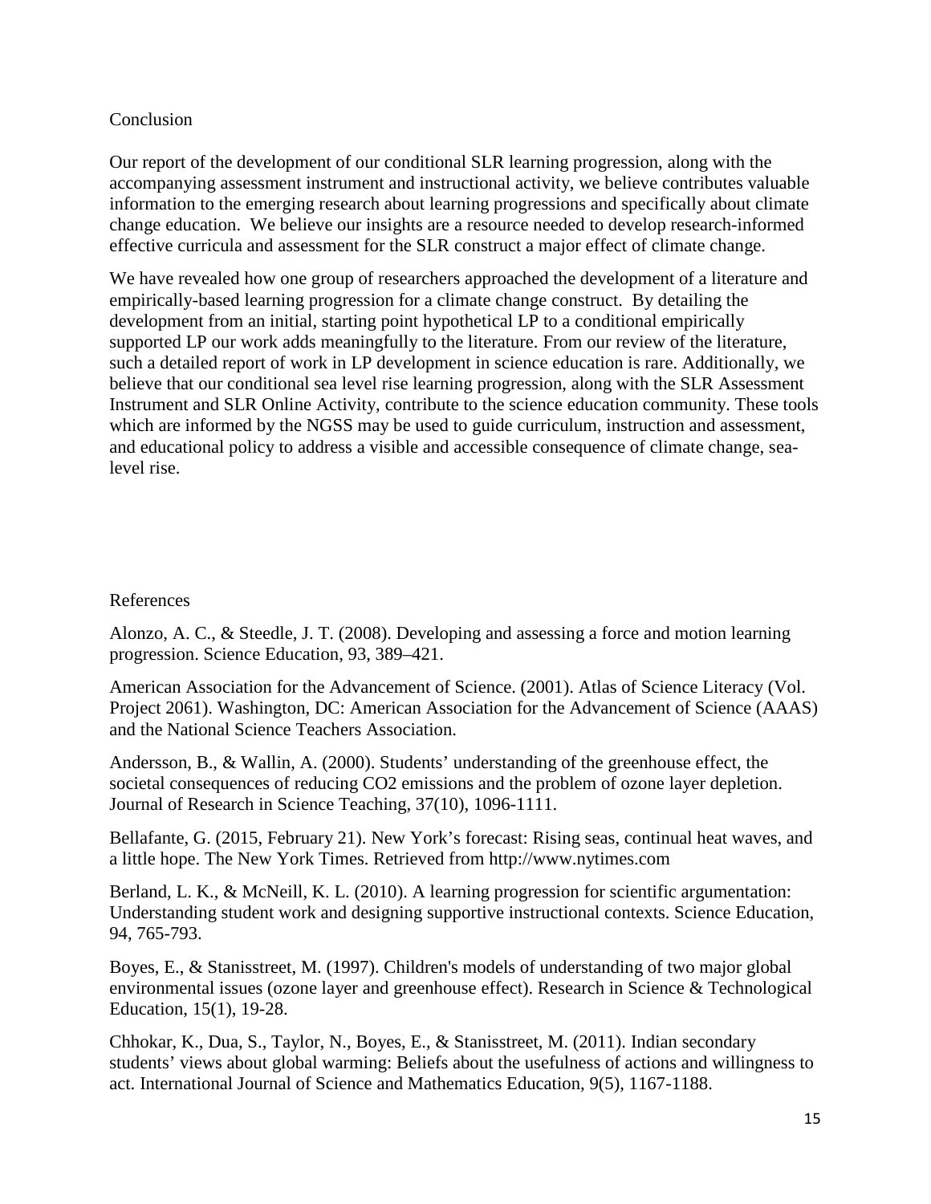## Conclusion

Our report of the development of our conditional SLR learning progression, along with the accompanying assessment instrument and instructional activity, we believe contributes valuable information to the emerging research about learning progressions and specifically about climate change education. We believe our insights are a resource needed to develop research-informed effective curricula and assessment for the SLR construct a major effect of climate change.

We have revealed how one group of researchers approached the development of a literature and empirically-based learning progression for a climate change construct. By detailing the development from an initial, starting point hypothetical LP to a conditional empirically supported LP our work adds meaningfully to the literature. From our review of the literature, such a detailed report of work in LP development in science education is rare. Additionally, we believe that our conditional sea level rise learning progression, along with the SLR Assessment Instrument and SLR Online Activity, contribute to the science education community. These tools which are informed by the NGSS may be used to guide curriculum, instruction and assessment, and educational policy to address a visible and accessible consequence of climate change, sea-level rise.

## References

Alonzo, A. C., & Steedle, J. T. (2008). Developing and assessing a force and motion learning progression. Science Education, 93, 389–421.

American Association for the Advancement of Science. (2001). Atlas of Science Literacy (Vol. Project 2061). Washington, DC: American Association for the Advancement of Science (AAAS) and the National Science Teachers Association.

Andersson, B., & Wallin, A. (2000). Students' understanding of the greenhouse effect, the societal consequences of reducing CO2 emissions and the problem of ozone layer depletion. Journal of Research in Science Teaching, 37(10), 1096-1111.

Bellafante, G. (2015, February 21). New York's forecast: Rising seas, continual heat waves, and a little hope. The New York Times. Retrieved from http://www.nytimes.com

Berland, L. K., & McNeill, K. L. (2010). A learning progression for scientific argumentation: Understanding student work and designing supportive instructional contexts. Science Education, 94, 765-793.

Boyes, E., & Stanisstreet, M. (1997). Children's models of understanding of two major global environmental issues (ozone layer and greenhouse effect). Research in Science & Technological Education, 15(1), 19-28.

Chhokar, K., Dua, S., Taylor, N., Boyes, E., & Stanisstreet, M. (2011). Indian secondary students' views about global warming: Beliefs about the usefulness of actions and willingness to act. International Journal of Science and Mathematics Education, 9(5), 1167-1188.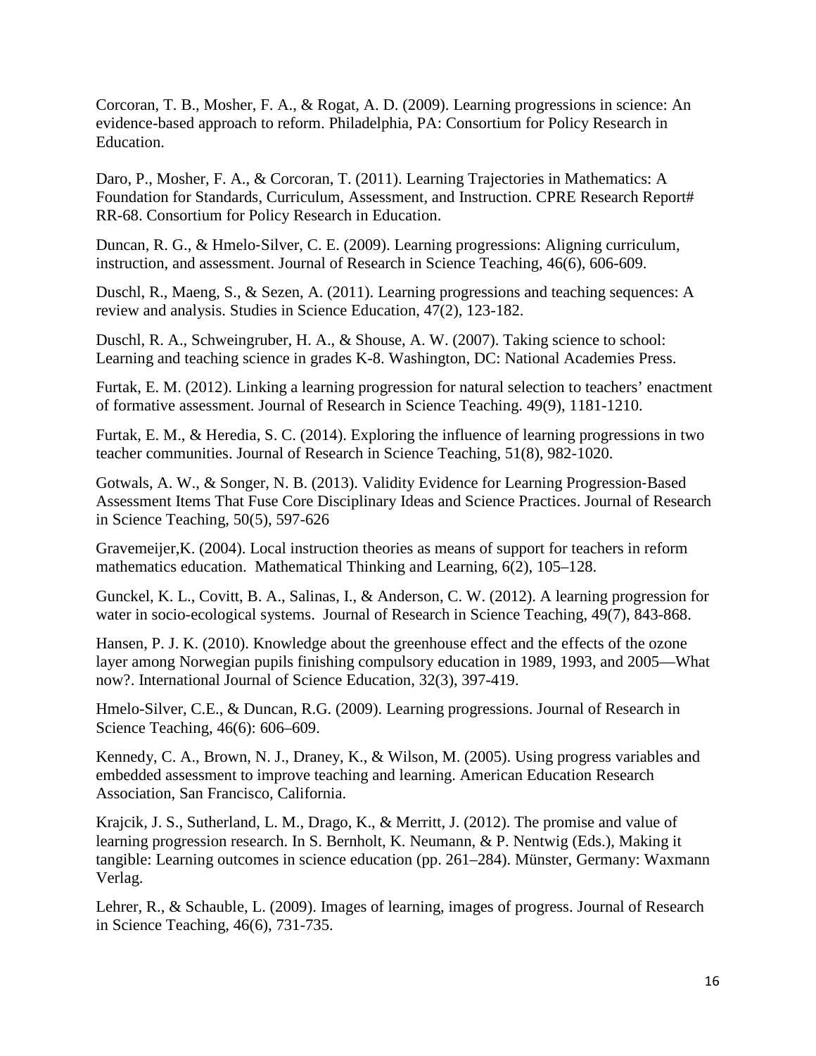Corcoran, T. B., Mosher, F. A., & Rogat, A. D. (2009). Learning progressions in science: An evidence-based approach to reform. Philadelphia, PA: Consortium for Policy Research in Education.

Daro, P., Mosher, F. A., & Corcoran, T. (2011). Learning Trajectories in Mathematics: A Foundation for Standards, Curriculum, Assessment, and Instruction. CPRE Research Report# RR-68. Consortium for Policy Research in Education.

Duncan, R. G., & Hmelo‐Silver, C. E. (2009). Learning progressions: Aligning curriculum, instruction, and assessment. Journal of Research in Science Teaching, 46(6), 606-609.

Duschl, R., Maeng, S., & Sezen, A. (2011). Learning progressions and teaching sequences: A review and analysis. Studies in Science Education, 47(2), 123-182.

Duschl, R. A., Schweingruber, H. A., & Shouse, A. W. (2007). Taking science to school: Learning and teaching science in grades K-8. Washington, DC: National Academies Press.

Furtak, E. M. (2012). Linking a learning progression for natural selection to teachers' enactment of formative assessment. Journal of Research in Science Teaching. 49(9), 1181-1210.

Furtak, E. M., & Heredia, S. C. (2014). Exploring the influence of learning progressions in two teacher communities. Journal of Research in Science Teaching, 51(8), 982-1020.

Gotwals, A. W., & Songer, N. B. (2013). Validity Evidence for Learning Progression‐Based Assessment Items That Fuse Core Disciplinary Ideas and Science Practices. Journal of Research in Science Teaching, 50(5), 597-626

Gravemeijer,K. (2004). Local instruction theories as means of support for teachers in reform mathematics education. Mathematical Thinking and Learning, 6(2), 105–128.

Gunckel, K. L., Covitt, B. A., Salinas, I., & Anderson, C. W. (2012). A learning progression for water in socio-ecological systems. Journal of Research in Science Teaching, 49(7), 843-868.

Hansen, P. J. K. (2010). Knowledge about the greenhouse effect and the effects of the ozone layer among Norwegian pupils finishing compulsory education in 1989, 1993, and 2005—What now?. International Journal of Science Education, 32(3), 397-419.

Hmelo-Silver, C.E., & Duncan, R.G. (2009). Learning progressions. Journal of Research in Science Teaching, 46(6): 606–609.

Kennedy, C. A., Brown, N. J., Draney, K., & Wilson, M. (2005). Using progress variables and embedded assessment to improve teaching and learning. American Education Research Association, San Francisco, California.

Krajcik, J. S., Sutherland, L. M., Drago, K., & Merritt, J. (2012). The promise and value of learning progression research. In S. Bernholt, K. Neumann, & P. Nentwig (Eds.), Making it tangible: Learning outcomes in science education (pp. 261–284). Münster, Germany: Waxmann Verlag.

Lehrer, R., & Schauble, L. (2009). Images of learning, images of progress. Journal of Research in Science Teaching, 46(6), 731-735.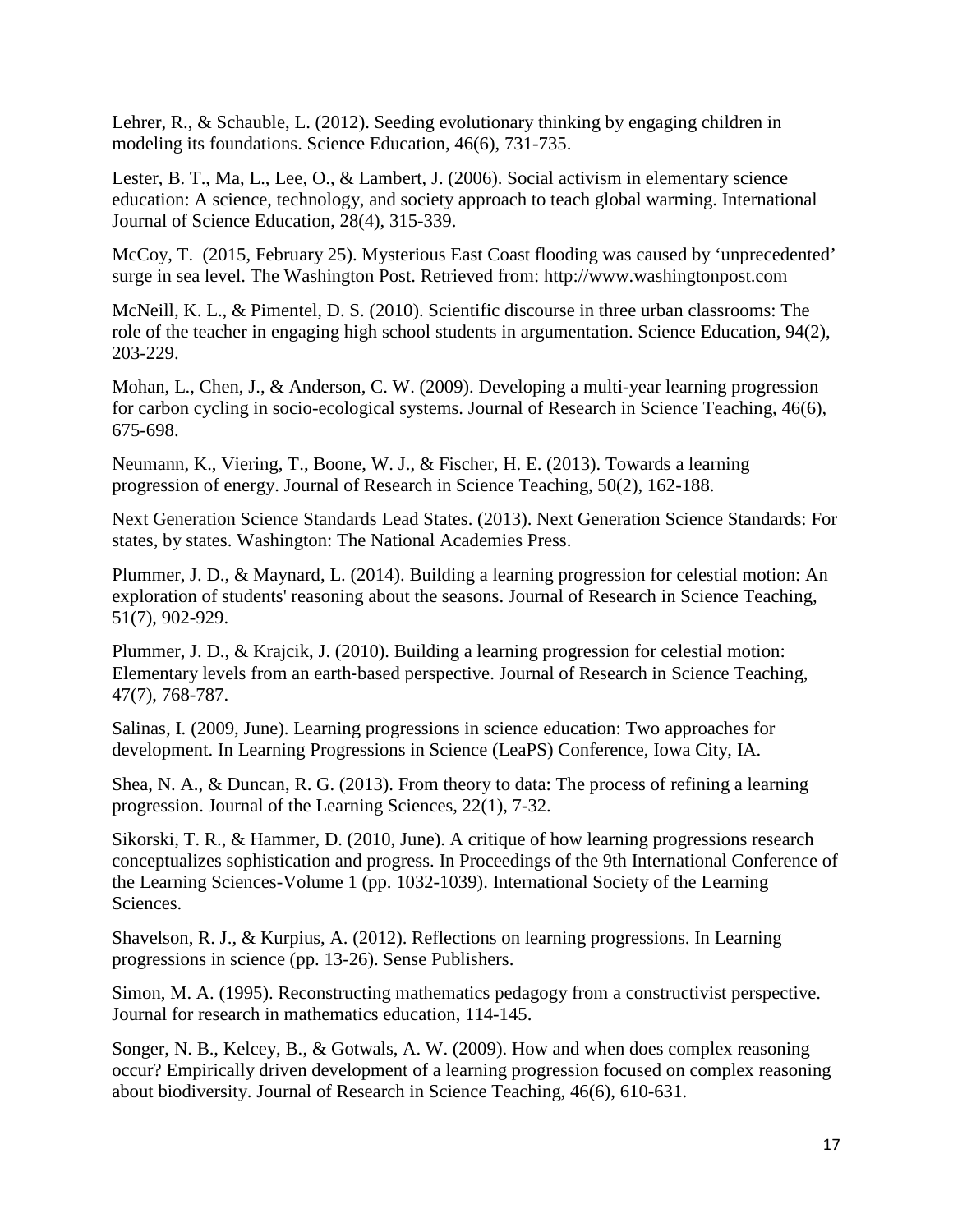Lehrer, R., & Schauble, L. (2012). Seeding evolutionary thinking by engaging children in modeling its foundations. Science Education, 46(6), 731-735.

Lester, B. T., Ma, L., Lee, O., & Lambert, J. (2006). Social activism in elementary science education: A science, technology, and society approach to teach global warming. International Journal of Science Education, 28(4), 315-339.

McCoy, T. (2015, February 25). Mysterious East Coast flooding was caused by 'unprecedented' surge in sea level. The Washington Post. Retrieved from: http://www.washingtonpost.com

McNeill, K. L., & Pimentel, D. S. (2010). Scientific discourse in three urban classrooms: The role of the teacher in engaging high school students in argumentation. Science Education, 94(2), 203-229.

Mohan, L., Chen, J., & Anderson, C. W. (2009). Developing a multi-year learning progression for carbon cycling in socio-ecological systems. Journal of Research in Science Teaching, 46(6), 675-698.

Neumann, K., Viering, T., Boone, W. J., & Fischer, H. E. (2013). Towards a learning progression of energy. Journal of Research in Science Teaching, 50(2), 162-188.

Next Generation Science Standards Lead States. (2013). Next Generation Science Standards: For states, by states. Washington: The National Academies Press.

Plummer, J. D., & Maynard, L. (2014). Building a learning progression for celestial motion: An exploration of students' reasoning about the seasons. Journal of Research in Science Teaching, 51(7), 902-929.

Plummer, J. D., & Krajcik, J. (2010). Building a learning progression for celestial motion: Elementary levels from an earth-based perspective. Journal of Research in Science Teaching, 47(7), 768-787.

Salinas, I. (2009, June). Learning progressions in science education: Two approaches for development. In Learning Progressions in Science (LeaPS) Conference, Iowa City, IA.

Shea, N. A., & Duncan, R. G. (2013). From theory to data: The process of refining a learning progression. Journal of the Learning Sciences, 22(1), 7-32.

Sikorski, T. R., & Hammer, D. (2010, June). A critique of how learning progressions research conceptualizes sophistication and progress. In Proceedings of the 9th International Conference of the Learning Sciences-Volume 1 (pp. 1032-1039). International Society of the Learning Sciences.

Shavelson, R. J., & Kurpius, A. (2012). Reflections on learning progressions. In Learning progressions in science (pp. 13-26). Sense Publishers.

Simon, M. A. (1995). Reconstructing mathematics pedagogy from a constructivist perspective. Journal for research in mathematics education, 114-145.

Songer, N. B., Kelcey, B., & Gotwals, A. W. (2009). How and when does complex reasoning occur? Empirically driven development of a learning progression focused on complex reasoning about biodiversity. Journal of Research in Science Teaching, 46(6), 610-631.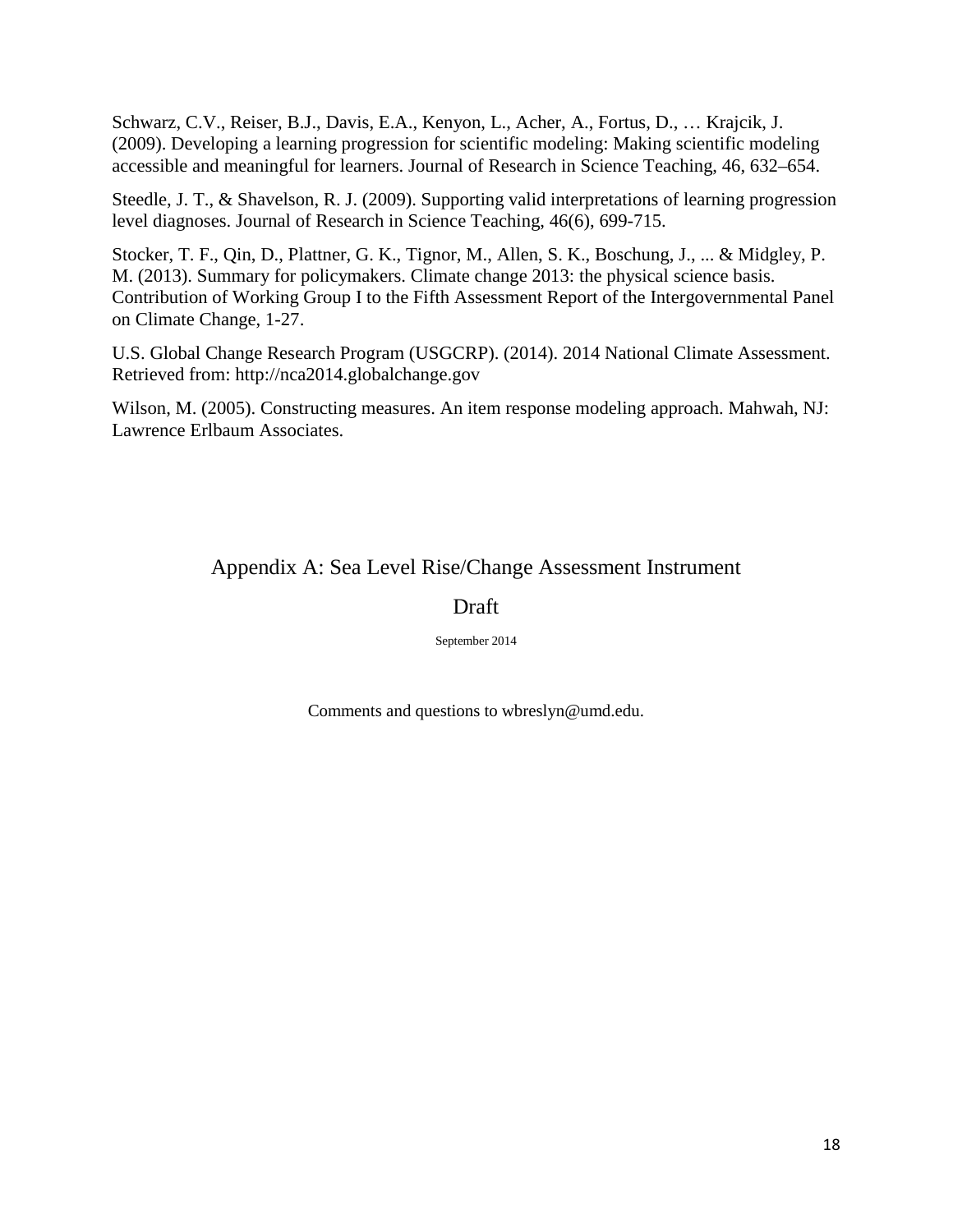Schwarz, C.V., Reiser, B.J., Davis, E.A., Kenyon, L., Acher, A., Fortus, D., … Krajcik, J. (2009). Developing a learning progression for scientific modeling: Making scientific modeling accessible and meaningful for learners. Journal of Research in Science Teaching, 46, 632–654.

Steedle, J. T., & Shavelson, R. J. (2009). Supporting valid interpretations of learning progression level diagnoses. Journal of Research in Science Teaching, 46(6), 699-715.

Stocker, T. F., Qin, D., Plattner, G. K., Tignor, M., Allen, S. K., Boschung, J., ... & Midgley, P. M. (2013). Summary for policymakers. Climate change 2013: the physical science basis. Contribution of Working Group I to the Fifth Assessment Report of the Intergovernmental Panel on Climate Change, 1-27.

U.S. Global Change Research Program (USGCRP). (2014). 2014 National Climate Assessment. Retrieved from: http://nca2014.globalchange.gov

Wilson, M. (2005). Constructing measures. An item response modeling approach. Mahwah, NJ: Lawrence Erlbaum Associates.

# Appendix A: Sea Level Rise/Change Assessment Instrument

## Draft

September 2014

Comments and questions to wbreslyn@umd.edu.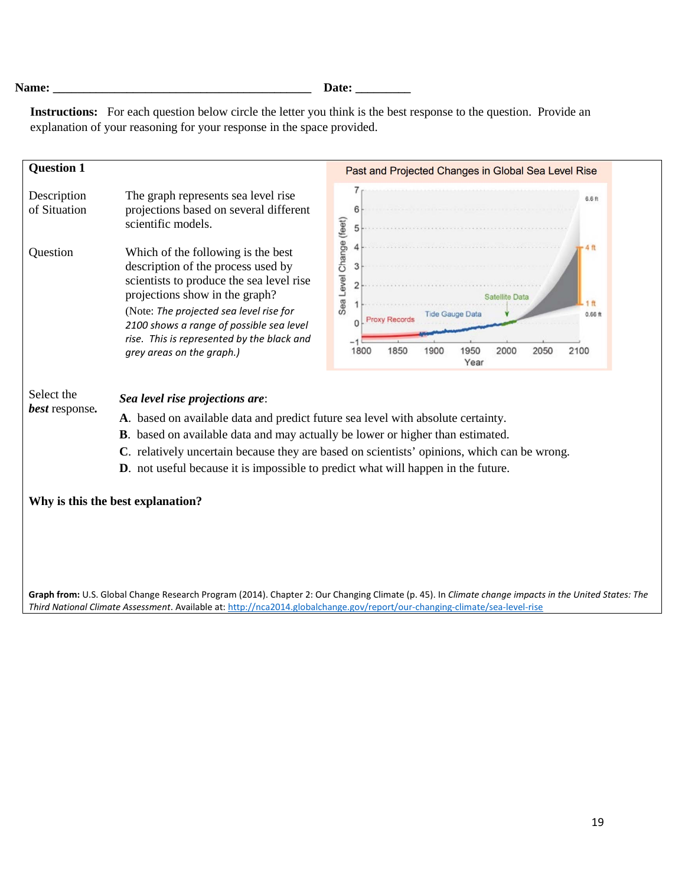**Name:** ________________________________________ **Date:** _________

**Instructions:** For each question below circle the letter you think is the best response to the question. Provide an explanation of your reasoning for your response in the space provided.

## Question 1

**Description of Situation**

The graph represents sea level rise projections based on several different scientific models.

**Question**

Which of the following is the best description of the process used by scientists to produce the sea level rise projections show in the graph?

(Note: *The projected sea level rise for 2100 shows a range of possible sea level rise. This is represented by the black and grey areas on the graph.)*

Past and Projected Changes in Global Sea Level Rise

**Select the *best* response.**

***Sea level rise projections are***:

**A**. based on available data and predict future sea level with absolute certainty.

**B**. based on available data and may actually be lower or higher than estimated.

**C**. relatively uncertain because they are based on scientists' opinions, which can be wrong.

**D**. not useful because it is impossible to predict what will happen in the future.

**Why is this the best explanation?**

**Graph from:** U.S. Global Change Research Program (2014). Chapter 2: Our Changing Climate (p. 45). In *Climate change impacts in the United States: The Third National Climate Assessment*. Available at: http://nca2014.globalchange.gov/report/our-changing-climate/sea-level-rise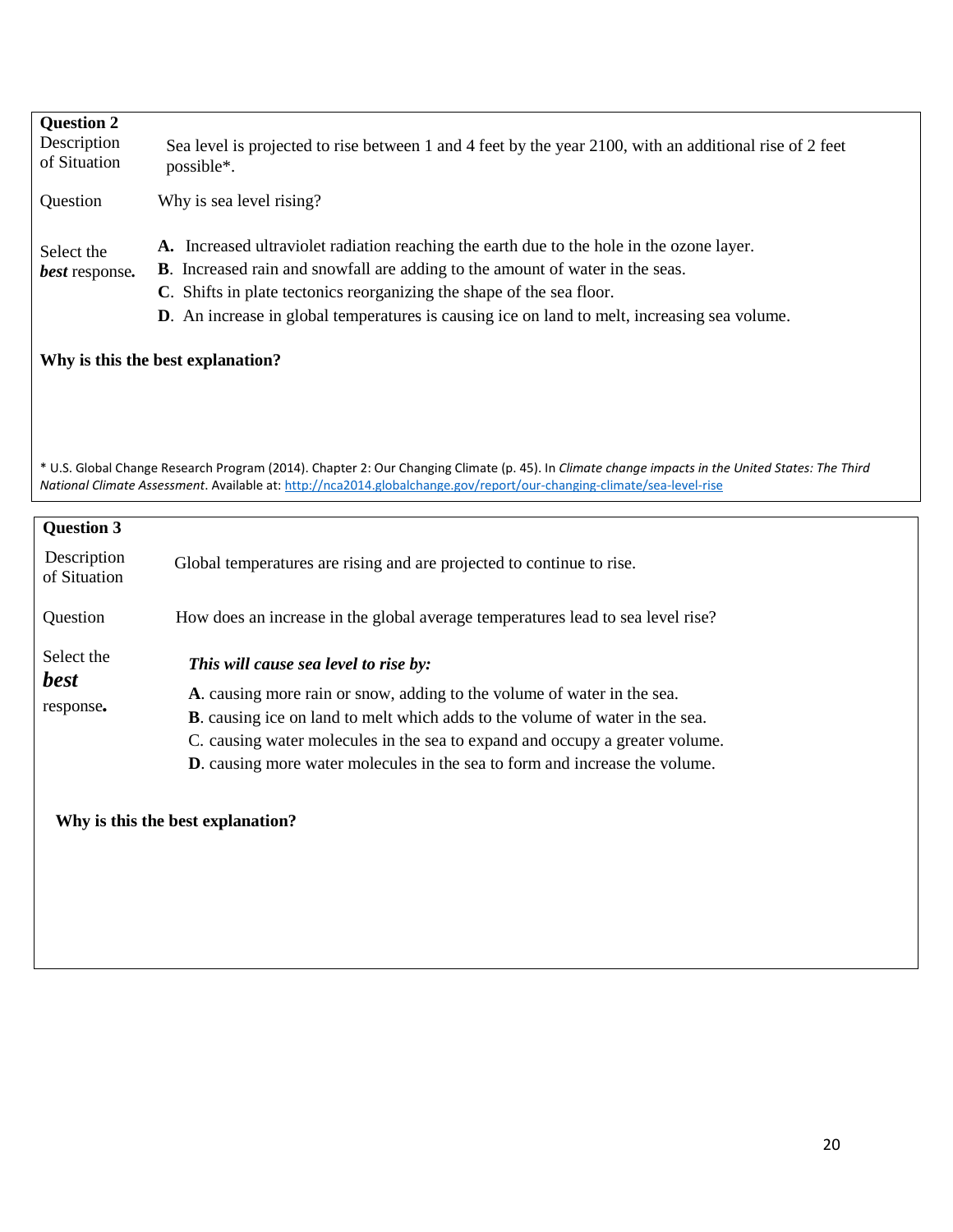**Question 2**

**Description of Situation:** Sea level is projected to rise between 1 and 4 feet by the year 2100, with an additional rise of 2 feet possible*.

**Question:** Why is sea level rising?

**Select the *best* response.**

**A.** Increased ultraviolet radiation reaching the earth due to the hole in the ozone layer.
**B**. Increased rain and snowfall are adding to the amount of water in the seas.
**C**. Shifts in plate tectonics reorganizing the shape of the sea floor.
**D**. An increase in global temperatures is causing ice on land to melt, increasing sea volume.

**Why is this the best explanation?**

\* U.S. Global Change Research Program (2014). Chapter 2: Our Changing Climate (p. 45). In *Climate change impacts in the United States: The Third National Climate Assessment*. Available at: http://nca2014.globalchange.gov/report/our-changing-climate/sea-level-rise

**Question 3**

**Description of Situation:** Global temperatures are rising and are projected to continue to rise.

**Question:** How does an increase in the global average temperatures lead to sea level rise?

**Select the *best* response.**

***This will cause sea level to rise by:***

**A**. causing more rain or snow, adding to the volume of water in the sea.
**B**. causing ice on land to melt which adds to the volume of water in the sea.
C. causing water molecules in the sea to expand and occupy a greater volume.
**D**. causing more water molecules in the sea to form and increase the volume.

**Why is this the best explanation?**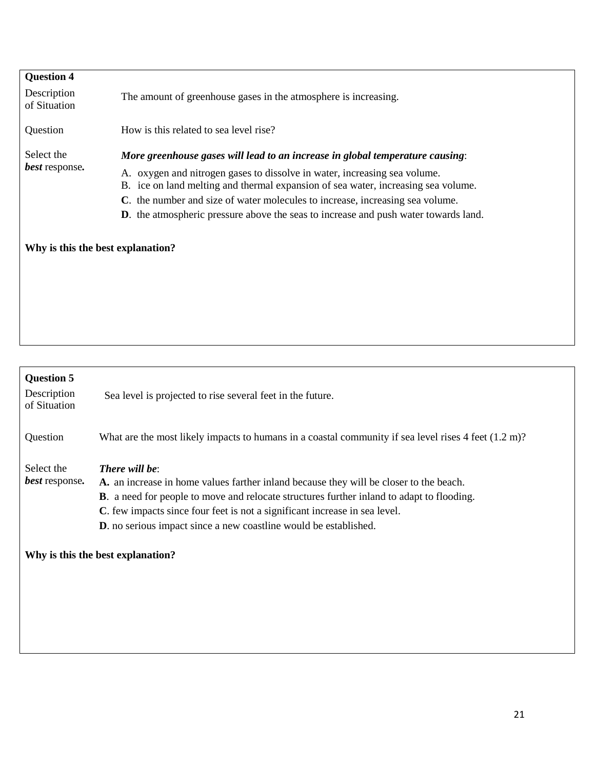**Question 4**

Description of Situation: The amount of greenhouse gases in the atmosphere is increasing.

Question: How is this related to sea level rise?

Select the ***best*** response**.**

***More greenhouse gases will lead to an increase in global temperature causing***:

A. oxygen and nitrogen gases to dissolve in water, increasing sea volume.
B. ice on land melting and thermal expansion of sea water, increasing sea volume.
**C**. the number and size of water molecules to increase, increasing sea volume.
**D**. the atmospheric pressure above the seas to increase and push water towards land.

**Why is this the best explanation?**

---

**Question 5**

Description of Situation: Sea level is projected to rise several feet in the future.

Question: What are the most likely impacts to humans in a coastal community if sea level rises 4 feet (1.2 m)?

Select the ***best*** response**.**

***There will be***:
**A.** an increase in home values farther inland because they will be closer to the beach.
**B**. a need for people to move and relocate structures further inland to adapt to flooding.
**C**. few impacts since four feet is not a significant increase in sea level.
**D**. no serious impact since a new coastline would be established.

**Why is this the best explanation?**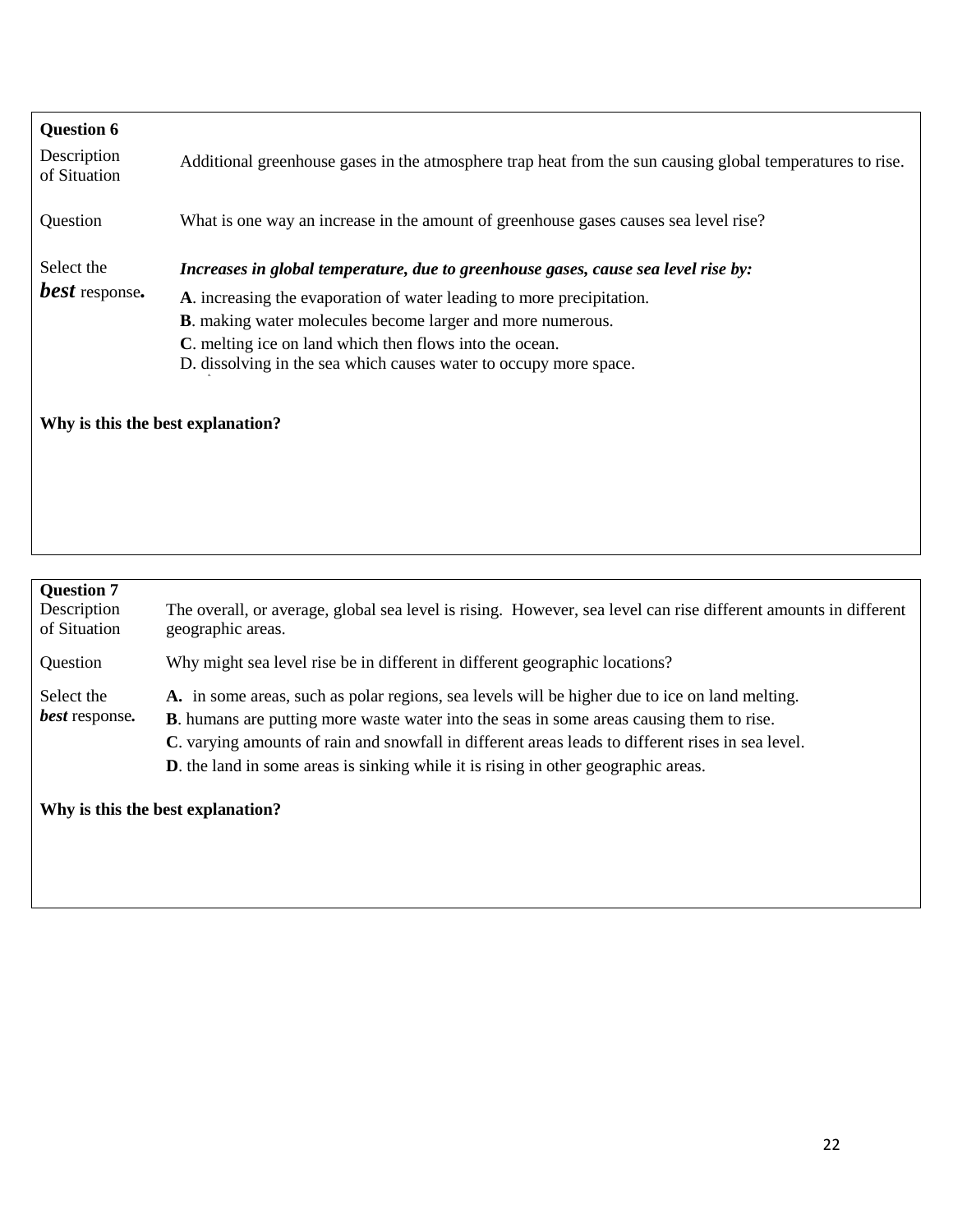**Question 6**

| | |
|---|---|
| Description of Situation | Additional greenhouse gases in the atmosphere trap heat from the sun causing global temperatures to rise. |
| Question | What is one way an increase in the amount of greenhouse gases causes sea level rise? |
| Select the ***best*** response**.** | ***Increases in global temperature, due to greenhouse gases, cause sea level rise by:*** <br> **A**. increasing the evaporation of water leading to more precipitation. <br> **B**. making water molecules become larger and more numerous. <br> **C**. melting ice on land which then flows into the ocean. <br> D. dissolving in the sea which causes water to occupy more space. |

**Why is this the best explanation?**

**Question 7**

| | |
|---|---|
| Description of Situation | The overall, or average, global sea level is rising. However, sea level can rise different amounts in different geographic areas. |
| Question | Why might sea level rise be in different in different geographic locations? |
| Select the ***best*** response**.** | **A.** in some areas, such as polar regions, sea levels will be higher due to ice on land melting. <br> **B**. humans are putting more waste water into the seas in some areas causing them to rise. <br> **C**. varying amounts of rain and snowfall in different areas leads to different rises in sea level. <br> **D**. the land in some areas is sinking while it is rising in other geographic areas. |

**Why is this the best explanation?**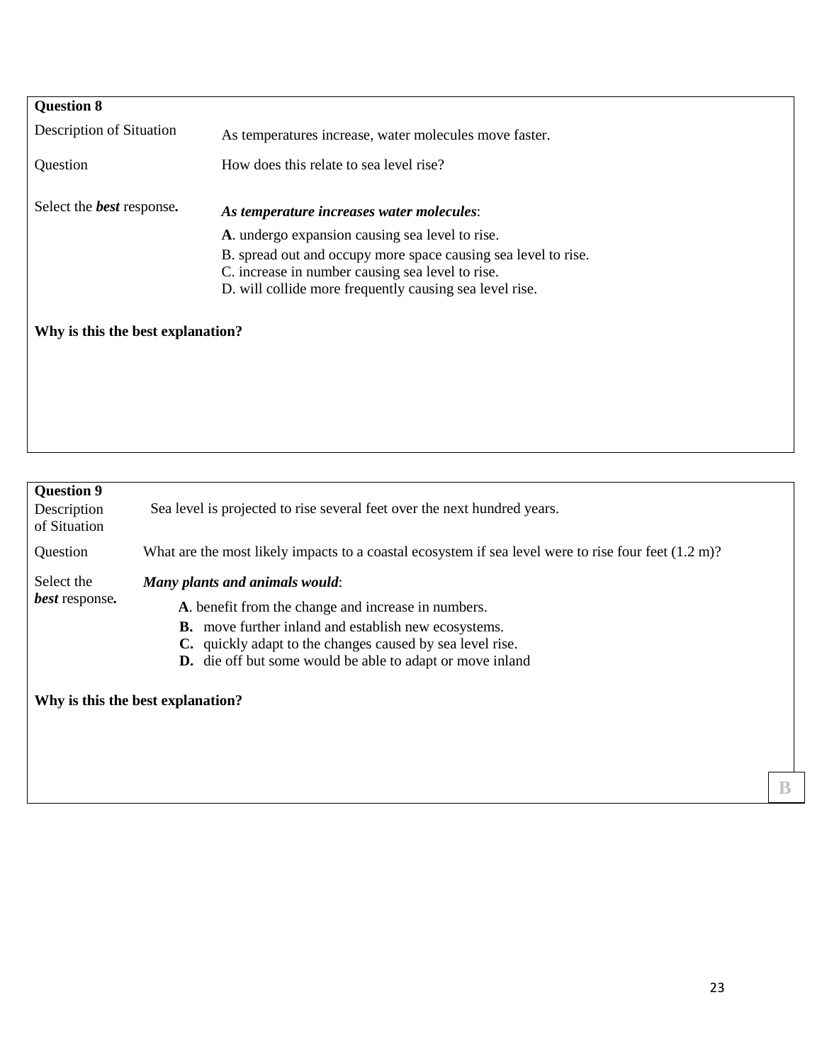**Question 8**

| | |
|---|---|
| Description of Situation | As temperatures increase, water molecules move faster. |
| Question | How does this relate to sea level rise? |
| Select the ***best*** response**.** | ***As temperature increases water molecules***:<br>**A**. undergo expansion causing sea level to rise.<br>B. spread out and occupy more space causing sea level to rise.<br>C. increase in number causing sea level to rise.<br>D. will collide more frequently causing sea level rise. |

**Why is this the best explanation?**

**Question 9**

| | |
|---|---|
| Description of Situation | Sea level is projected to rise several feet over the next hundred years. |
| Question | What are the most likely impacts to a coastal ecosystem if sea level were to rise four feet (1.2 m)? |
| Select the ***best*** response**.** | ***Many plants and animals would***:<br>**A**. benefit from the change and increase in numbers.<br>**B.** move further inland and establish new ecosystems.<br>**C.** quickly adapt to the changes caused by sea level rise.<br>**D.** die off but some would be able to adapt or move inland |

**Why is this the best explanation?**

B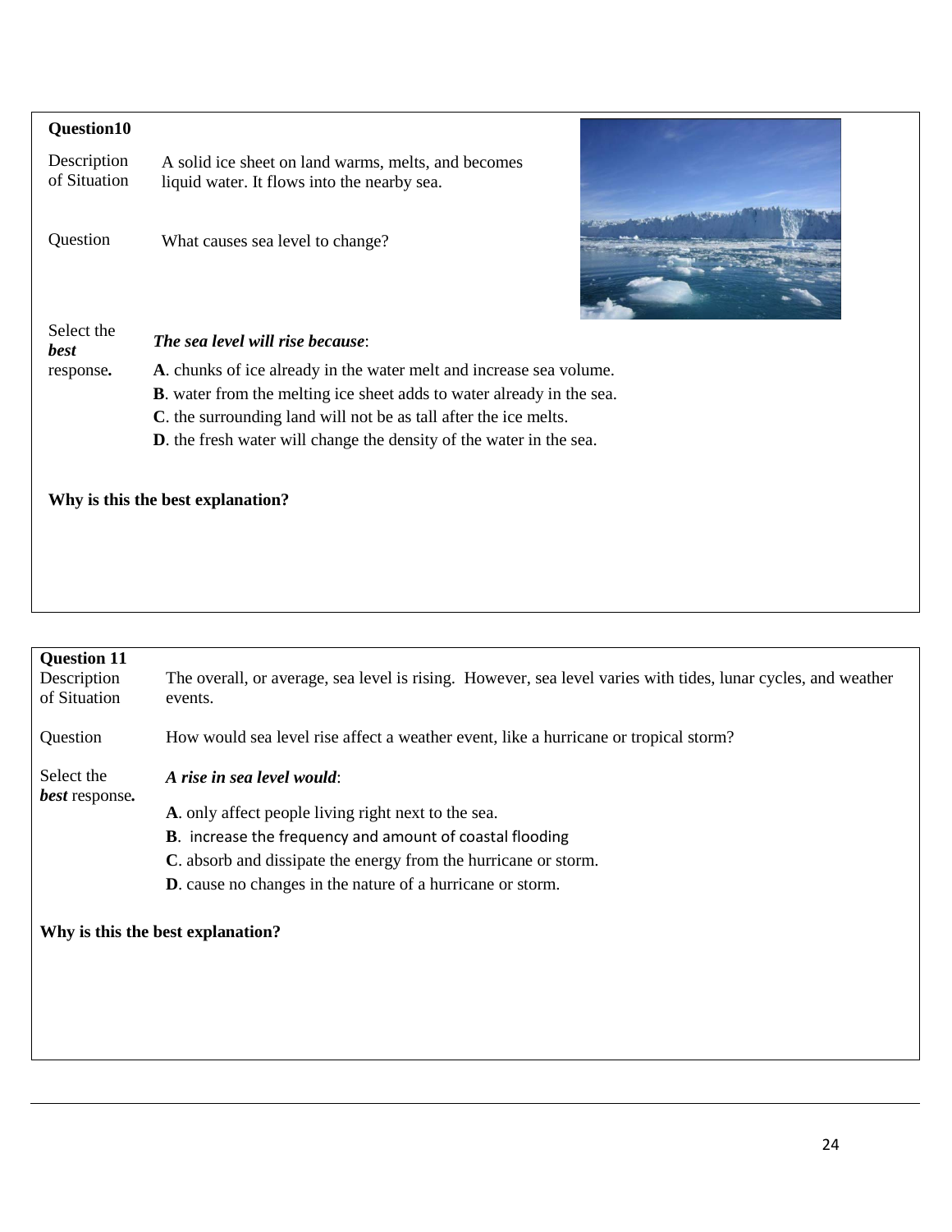**Question10**

Description of Situation: A solid ice sheet on land warms, melts, and becomes liquid water. It flows into the nearby sea.

Question: What causes sea level to change?

Select the ***best*** response**.**

***The sea level will rise because***:

**A**. chunks of ice already in the water melt and increase sea volume.
**B**. water from the melting ice sheet adds to water already in the sea.
**C**. the surrounding land will not be as tall after the ice melts.
**D**. the fresh water will change the density of the water in the sea.

**Why is this the best explanation?**

---

**Question 11**

Description of Situation: The overall, or average, sea level is rising. However, sea level varies with tides, lunar cycles, and weather events.

Question: How would sea level rise affect a weather event, like a hurricane or tropical storm?

Select the ***best*** response**.**

***A rise in sea level would***:

**A**. only affect people living right next to the sea.
**B**. increase the frequency and amount of coastal flooding
**C**. absorb and dissipate the energy from the hurricane or storm.
**D**. cause no changes in the nature of a hurricane or storm.

**Why is this the best explanation?**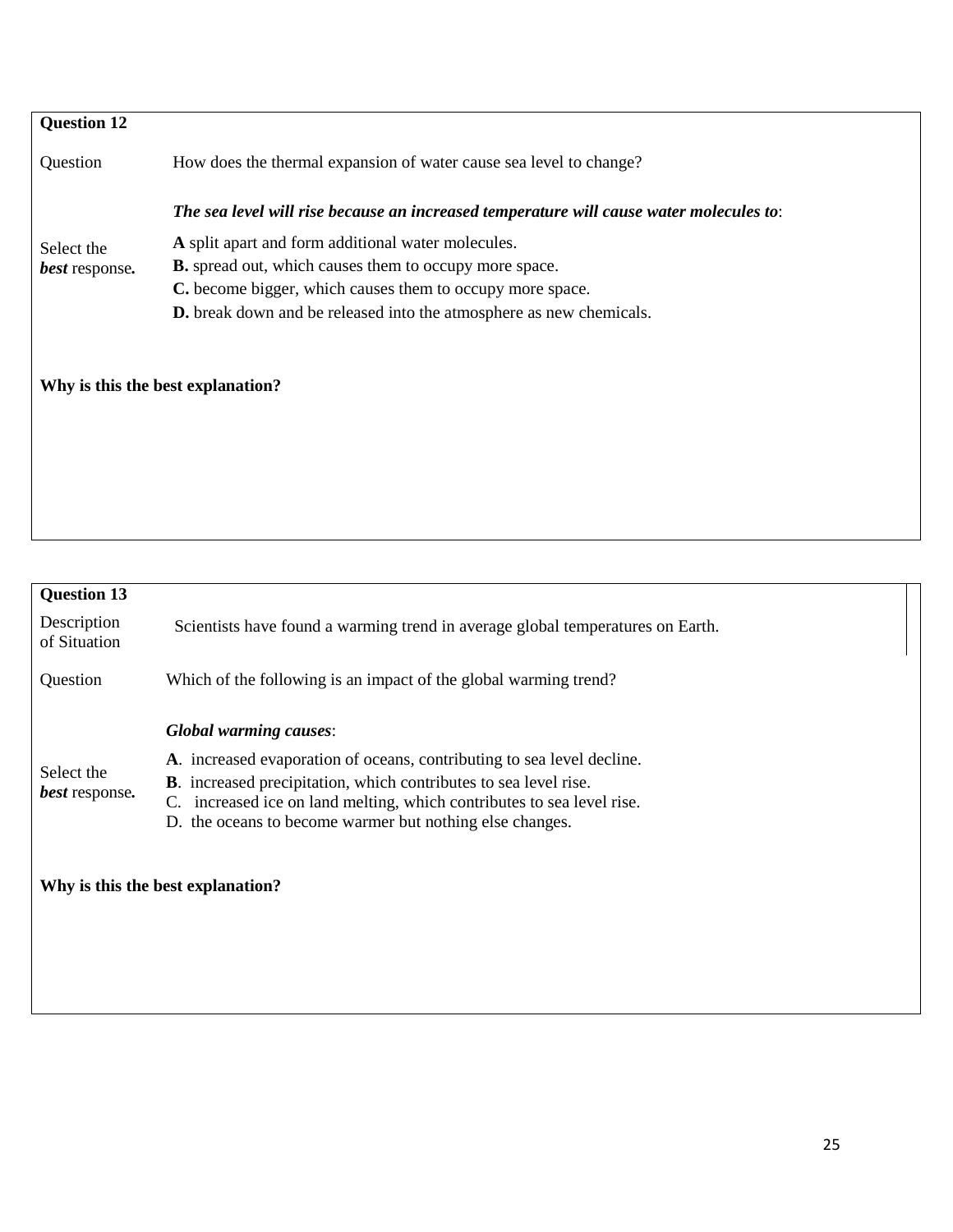**Question 12**

Question: How does the thermal expansion of water cause sea level to change?

***The sea level will rise because an increased temperature will cause water molecules to***:

Select the ***best*** response***.***

**A** split apart and form additional water molecules.
**B.** spread out, which causes them to occupy more space.
**C.** become bigger, which causes them to occupy more space.
**D.** break down and be released into the atmosphere as new chemicals.

**Why is this the best explanation?**

**Question 13**

Description of Situation: Scientists have found a warming trend in average global temperatures on Earth.

Question: Which of the following is an impact of the global warming trend?

***Global warming causes***:

Select the ***best*** response***.***

**A**. increased evaporation of oceans, contributing to sea level decline.
**B**. increased precipitation, which contributes to sea level rise.
C. increased ice on land melting, which contributes to sea level rise.
D. the oceans to become warmer but nothing else changes.

**Why is this the best explanation?**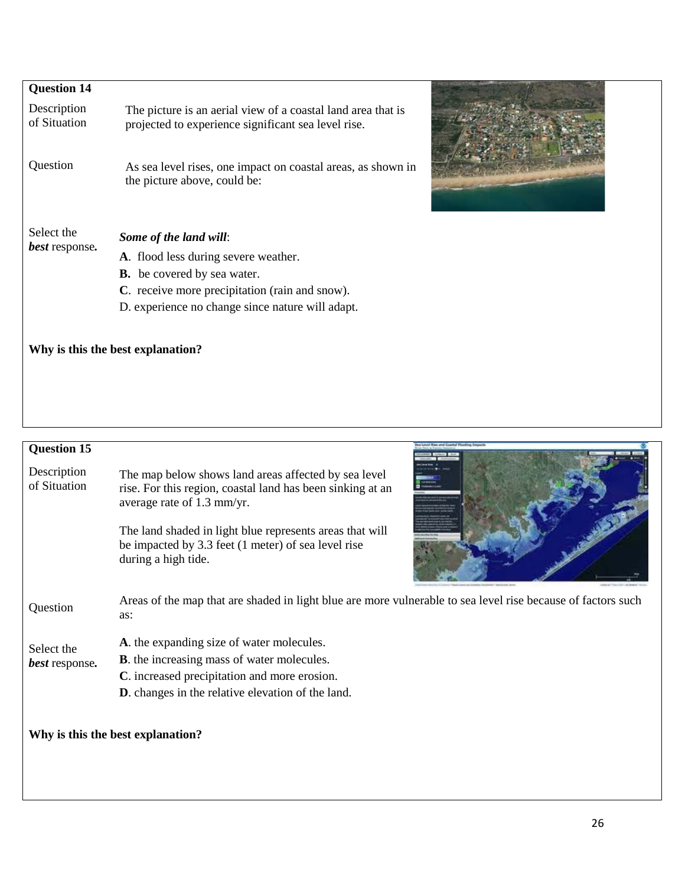**Question 14**

**Description of Situation**

The picture is an aerial view of a coastal land area that is projected to experience significant sea level rise.

**Question**

As sea level rises, one impact on coastal areas, as shown in the picture above, could be:

**Select the *best* response.**

***Some of the land will***:

**A**. flood less during severe weather.
**B.** be covered by sea water.
**C**. receive more precipitation (rain and snow).
D. experience no change since nature will adapt.

**Why is this the best explanation?**

---

**Question 15**

**Description of Situation**

The map below shows land areas affected by sea level rise. For this region, coastal land has been sinking at an average rate of 1.3 mm/yr.

The land shaded in light blue represents areas that will be impacted by 3.3 feet (1 meter) of sea level rise during a high tide.

**Question**

Areas of the map that are shaded in light blue are more vulnerable to sea level rise because of factors such as:

**Select the *best* response.**

**A**. the expanding size of water molecules.
**B**. the increasing mass of water molecules.
**C**. increased precipitation and more erosion.
**D**. changes in the relative elevation of the land.

**Why is this the best explanation?**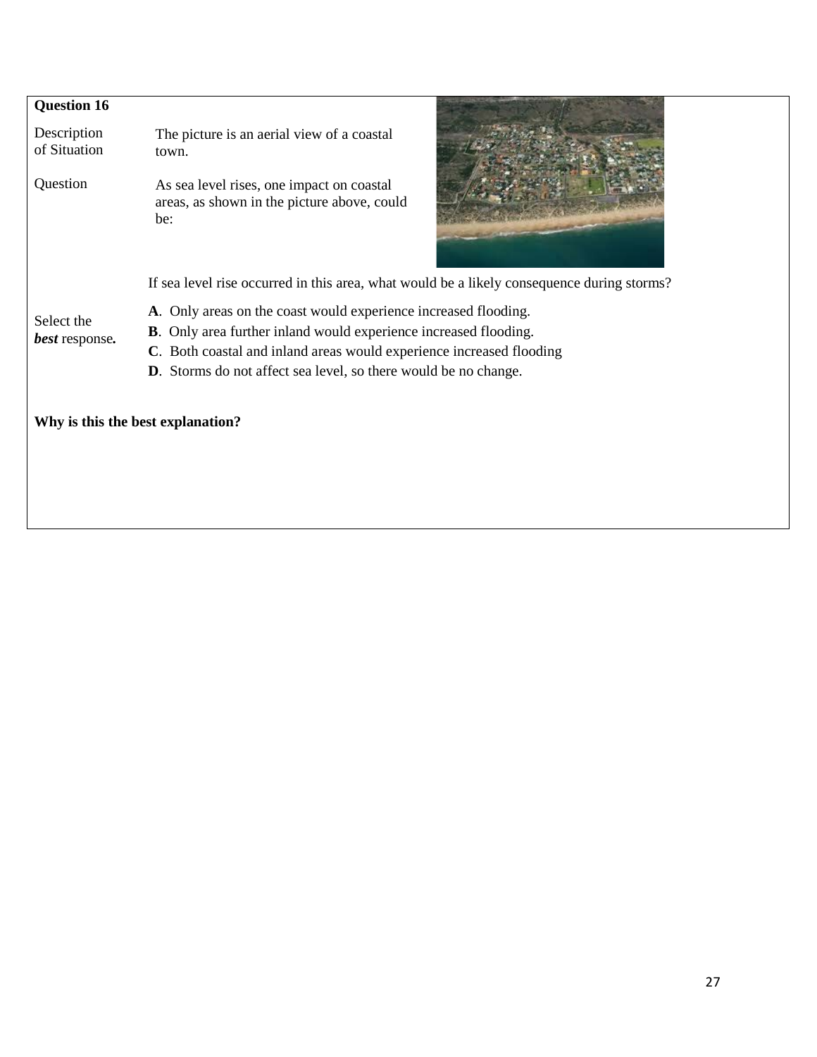**Question 16**

Description of Situation: The picture is an aerial view of a coastal town.

Question: As sea level rises, one impact on coastal areas, as shown in the picture above, could be:

If sea level rise occurred in this area, what would be a likely consequence during storms?

Select the ***best*** response***.***

**A**. Only areas on the coast would experience increased flooding.
**B**. Only area further inland would experience increased flooding.
**C**. Both coastal and inland areas would experience increased flooding
**D**. Storms do not affect sea level, so there would be no change.

**Why is this the best explanation?**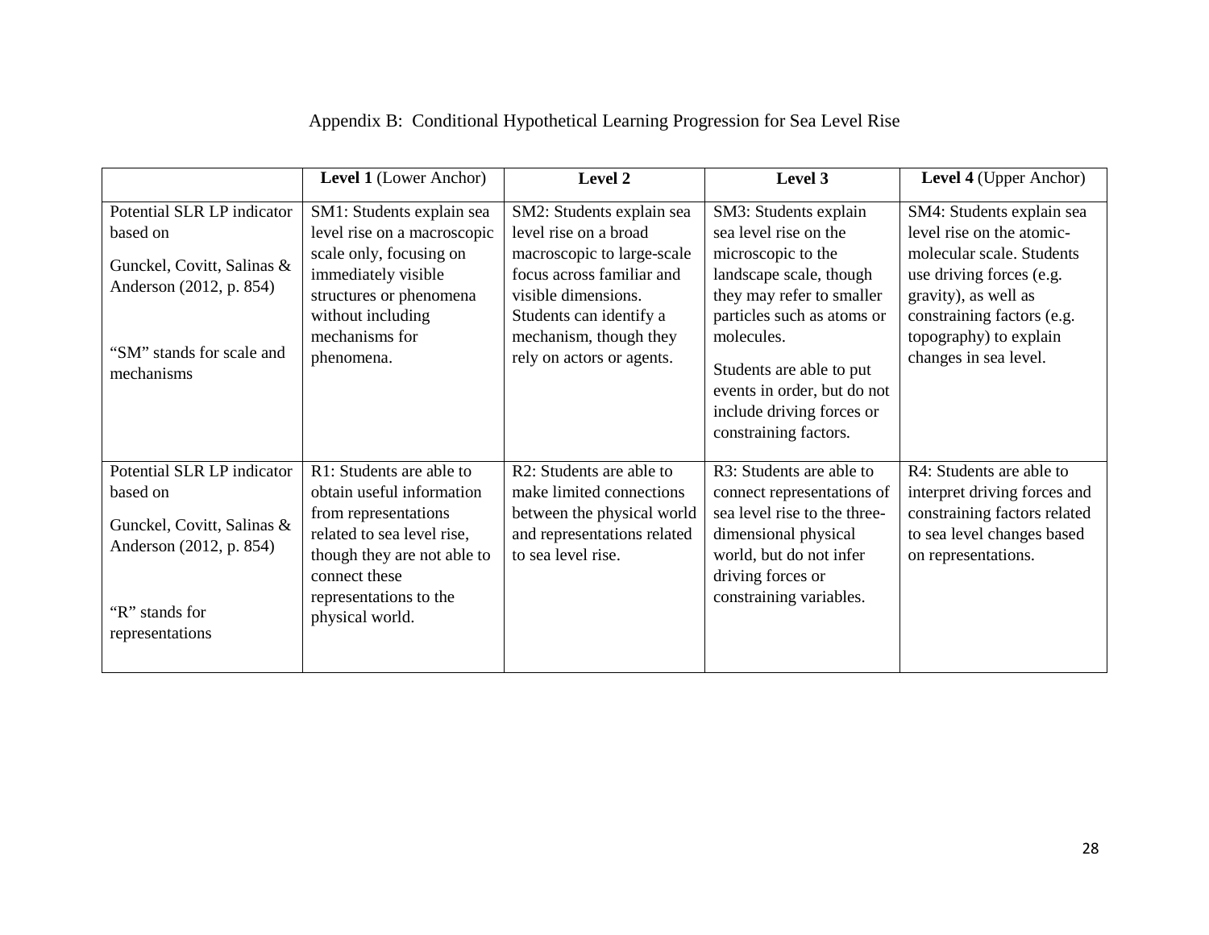# Appendix B: Conditional Hypothetical Learning Progression for Sea Level Rise

| | **Level 1** (Lower Anchor) | **Level 2** | **Level 3** | **Level 4** (Upper Anchor) |
|---|---|---|---|---|
| Potential SLR LP indicator based on Gunckel, Covitt, Salinas & Anderson (2012, p. 854) "SM" stands for scale and mechanisms | SM1: Students explain sea level rise on a macroscopic scale only, focusing on immediately visible structures or phenomena without including mechanisms for phenomena. | SM2: Students explain sea level rise on a broad macroscopic to large-scale focus across familiar and visible dimensions. Students can identify a mechanism, though they rely on actors or agents. | SM3: Students explain sea level rise on the microscopic to the landscape scale, though they may refer to smaller particles such as atoms or molecules. Students are able to put events in order, but do not include driving forces or constraining factors. | SM4: Students explain sea level rise on the atomic-molecular scale. Students use driving forces (e.g. gravity), as well as constraining factors (e.g. topography) to explain changes in sea level. |
| Potential SLR LP indicator based on Gunckel, Covitt, Salinas & Anderson (2012, p. 854) "R" stands for representations | R1: Students are able to obtain useful information from representations related to sea level rise, though they are not able to connect these representations to the physical world. | R2: Students are able to make limited connections between the physical world and representations related to sea level rise. | R3: Students are able to connect representations of sea level rise to the three-dimensional physical world, but do not infer driving forces or constraining variables. | R4: Students are able to interpret driving forces and constraining factors related to sea level changes based on representations. |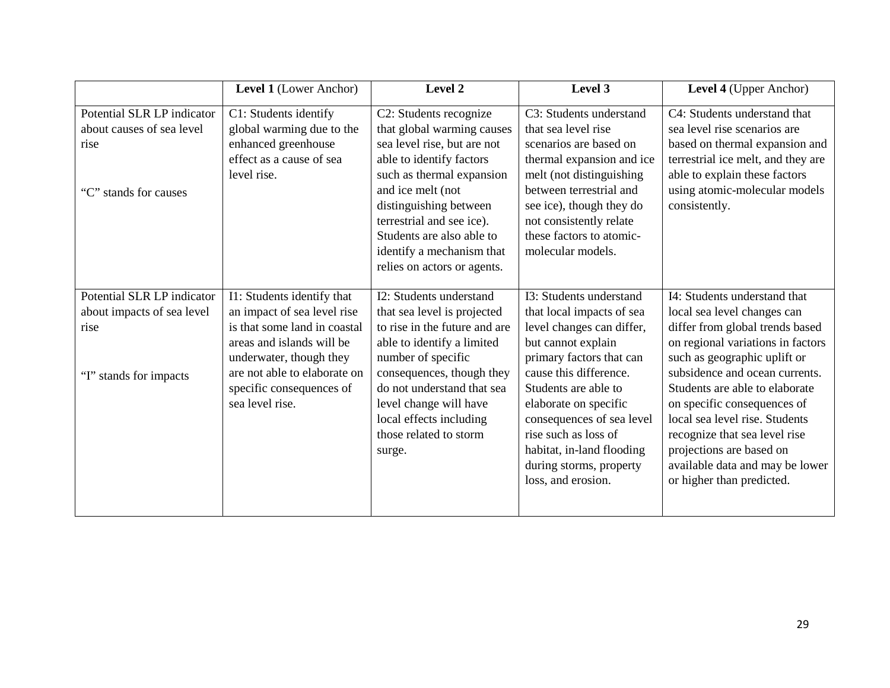| | **Level 1** (Lower Anchor) | **Level 2** | **Level 3** | **Level 4** (Upper Anchor) |
|---|---|---|---|---|
| Potential SLR LP indicator about causes of sea level rise<br><br>"C" stands for causes | C1: Students identify global warming due to the enhanced greenhouse effect as a cause of sea level rise. | C2: Students recognize that global warming causes sea level rise, but are not able to identify factors such as thermal expansion and ice melt (not distinguishing between terrestrial and see ice). Students are also able to identify a mechanism that relies on actors or agents. | C3: Students understand that sea level rise scenarios are based on thermal expansion and ice melt (not distinguishing between terrestrial and see ice), though they do not consistently relate these factors to atomic-molecular models. | C4: Students understand that sea level rise scenarios are based on thermal expansion and terrestrial ice melt, and they are able to explain these factors using atomic-molecular models consistently. |
| Potential SLR LP indicator about impacts of sea level rise<br><br>"I" stands for impacts | I1: Students identify that an impact of sea level rise is that some land in coastal areas and islands will be underwater, though they are not able to elaborate on specific consequences of sea level rise. | I2: Students understand that sea level is projected to rise in the future and are able to identify a limited number of specific consequences, though they do not understand that sea level change will have local effects including those related to storm surge. | I3: Students understand that local impacts of sea level changes can differ, but cannot explain primary factors that can cause this difference. Students are able to elaborate on specific consequences of sea level rise such as loss of habitat, in-land flooding during storms, property loss, and erosion. | I4: Students understand that local sea level changes can differ from global trends based on regional variations in factors such as geographic uplift or subsidence and ocean currents. Students are able to elaborate on specific consequences of local sea level rise. Students recognize that sea level rise projections are based on available data and may be lower or higher than predicted. |